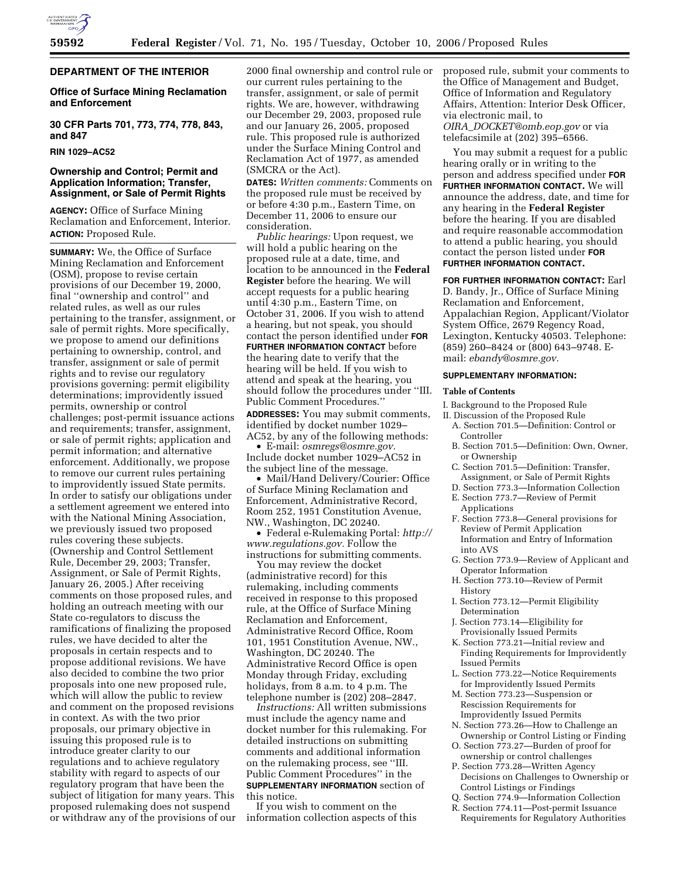## DEPARTMENT OF THE INTERIOR

### Office of Surface Mining Reclamation and Enforcement

### 30 CFR Parts 701, 773, 774, 778, 843, and 847

**RIN 1029–AC52**

### Ownership and Control; Permit and Application Information; Transfer, Assignment, or Sale of Permit Rights

**AGENCY:** Office of Surface Mining Reclamation and Enforcement, Interior.

**ACTION:** Proposed Rule.

**SUMMARY:** We, the Office of Surface Mining Reclamation and Enforcement (OSM), propose to revise certain provisions of our December 19, 2000, final "ownership and control" and related rules, as well as our rules pertaining to the transfer, assignment, or sale of permit rights. More specifically, we propose to amend our definitions pertaining to ownership, control, and transfer, assignment or sale of permit rights and to revise our regulatory provisions governing: permit eligibility determinations; improvidently issued permits, ownership or control challenges; post-permit issuance actions and requirements; transfer, assignment, or sale of permit rights; application and permit information; and alternative enforcement. Additionally, we propose to remove our current rules pertaining to improvidently issued State permits. In order to satisfy our obligations under a settlement agreement we entered into with the National Mining Association, we previously issued two proposed rules covering these subjects. (Ownership and Control Settlement Rule, December 29, 2003; Transfer, Assignment, or Sale of Permit Rights, January 26, 2005.) After receiving comments on those proposed rules, and holding an outreach meeting with our State co-regulators to discuss the ramifications of finalizing the proposed rules, we have decided to alter the proposals in certain respects and to propose additional revisions. We have also decided to combine the two prior proposals into one new proposed rule, which will allow the public to review and comment on the proposed revisions in context. As with the two prior proposals, our primary objective in issuing this proposed rule is to introduce greater clarity to our regulations and to achieve regulatory stability with regard to aspects of our regulatory program that have been the subject of litigation for many years. This proposed rulemaking does not suspend or withdraw any of the provisions of our 2000 final ownership and control rule or our current rules pertaining to the transfer, assignment, or sale of permit rights. We are, however, withdrawing our December 29, 2003, proposed rule and our January 26, 2005, proposed rule. This proposed rule is authorized under the Surface Mining Control and Reclamation Act of 1977, as amended (SMCRA or the Act).

**DATES:** *Written comments:* Comments on the proposed rule must be received by or before 4:30 p.m., Eastern Time, on December 11, 2006 to ensure our consideration.

*Public hearings:* Upon request, we will hold a public hearing on the proposed rule at a date, time, and location to be announced in the **Federal Register** before the hearing. We will accept requests for a public hearing until 4:30 p.m., Eastern Time, on October 31, 2006. If you wish to attend a hearing, but not speak, you should contact the person identified under **FOR FURTHER INFORMATION CONTACT** before the hearing date to verify that the hearing will be held. If you wish to attend and speak at the hearing, you should follow the procedures under "III. Public Comment Procedures."

**ADDRESSES:** You may submit comments, identified by docket number 1029–AC52, by any of the following methods:

- E-mail: *osmregs@osmre.gov*. Include docket number 1029–AC52 in the subject line of the message.
- Mail/Hand Delivery/Courier: Office of Surface Mining Reclamation and Enforcement, Administrative Record, Room 252, 1951 Constitution Avenue, NW., Washington, DC 20240.
- Federal e-Rulemaking Portal: *http://www.regulations.gov*. Follow the instructions for submitting comments.

You may review the docket (administrative record) for this rulemaking, including comments received in response to this proposed rule, at the Office of Surface Mining Reclamation and Enforcement, Administrative Record Office, Room 101, 1951 Constitution Avenue, NW., Washington, DC 20240. The Administrative Record Office is open Monday through Friday, excluding holidays, from 8 a.m. to 4 p.m. The telephone number is (202) 208–2847.

*Instructions:* All written submissions must include the agency name and docket number for this rulemaking. For detailed instructions on submitting comments and additional information on the rulemaking process, see "III. Public Comment Procedures" in the **SUPPLEMENTARY INFORMATION** section of this notice.

If you wish to comment on the information collection aspects of this proposed rule, submit your comments to the Office of Management and Budget, Office of Information and Regulatory Affairs, Attention: Interior Desk Officer, via electronic mail, to *OIRA_DOCKET@omb.eop.gov* or via telefacsimile at (202) 395–6566.

You may submit a request for a public hearing orally or in writing to the person and address specified under **FOR FURTHER INFORMATION CONTACT.** We will announce the address, date, and time for any hearing in the **Federal Register** before the hearing. If you are disabled and require reasonable accommodation to attend a public hearing, you should contact the person listed under **FOR FURTHER INFORMATION CONTACT.**

**FOR FURTHER INFORMATION CONTACT:** Earl D. Bandy, Jr., Office of Surface Mining Reclamation and Enforcement, Appalachian Region, Applicant/Violator System Office, 2679 Regency Road, Lexington, Kentucky 40503. Telephone: (859) 260–8424 or (800) 643–9748. E-mail: *ebandy@osmre.gov.*

**SUPPLEMENTARY INFORMATION:**

**Table of Contents**

I. Background to the Proposed Rule
II. Discussion of the Proposed Rule
  A. Section 701.5—Definition: Control or Controller
  B. Section 701.5—Definition: Own, Owner, or Ownership
  C. Section 701.5—Definition: Transfer, Assignment, or Sale of Permit Rights
  D. Section 773.3—Information Collection
  E. Section 773.7—Review of Permit Applications
  F. Section 773.8—General provisions for Review of Permit Application Information and Entry of Information into AVS
  G. Section 773.9—Review of Applicant and Operator Information
  H. Section 773.10—Review of Permit History
  I. Section 773.12—Permit Eligibility Determination
  J. Section 773.14—Eligibility for Provisionally Issued Permits
  K. Section 773.21—Initial review and Finding Requirements for Improvidently Issued Permits
  L. Section 773.22—Notice Requirements for Improvidently Issued Permits
  M. Section 773.23—Suspension or Rescission Requirements for Improvidently Issued Permits
  N. Section 773.26—How to Challenge an Ownership or Control Listing or Finding
  O. Section 773.27—Burden of proof for ownership or control challenges
  P. Section 773.28—Written Agency Decisions on Challenges to Ownership or Control Listings or Findings
  Q. Section 774.9—Information Collection
  R. Section 774.11—Post-permit Issuance Requirements for Regulatory Authorities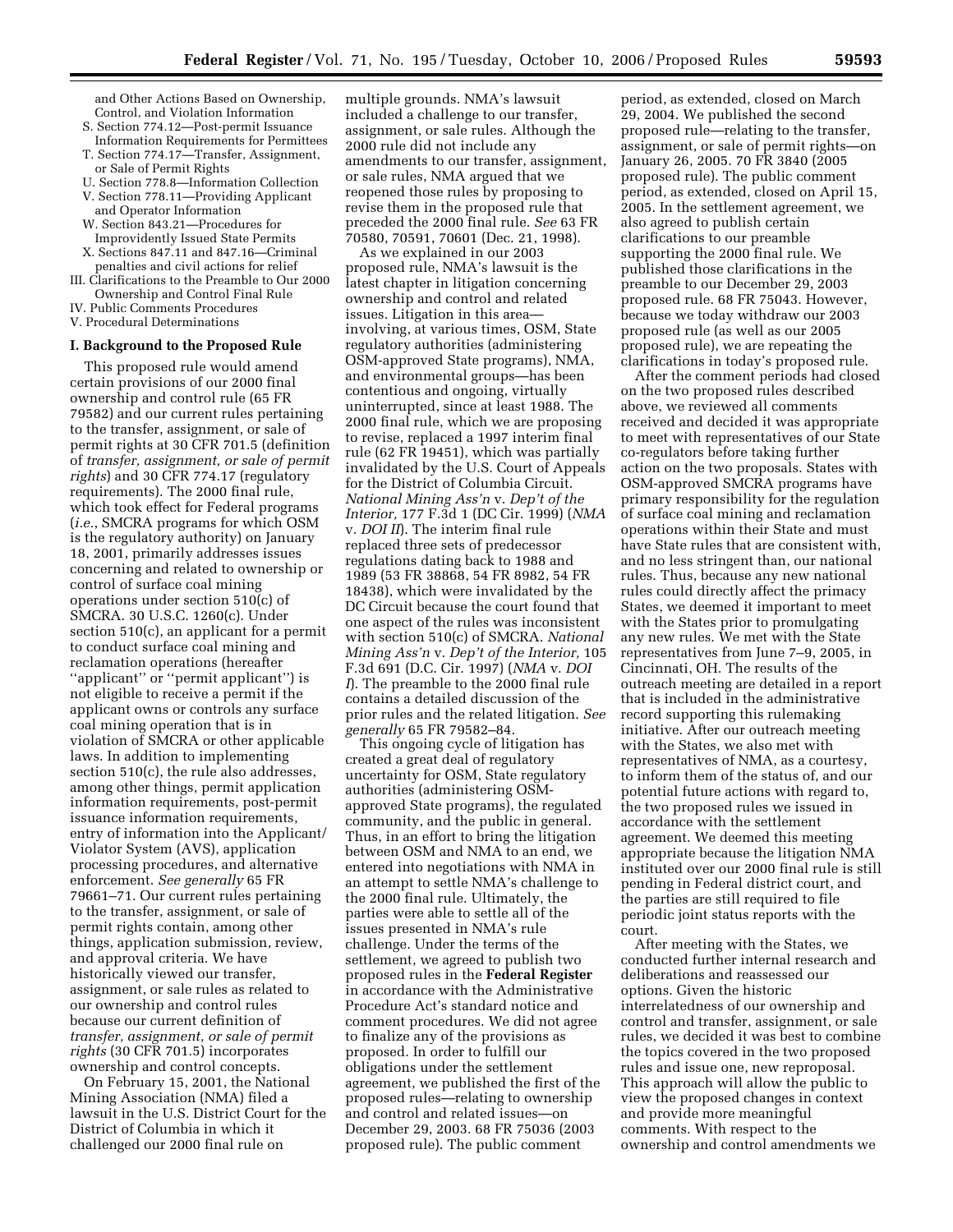and Other Actions Based on Ownership, Control, and Violation Information
S. Section 774.12—Post-permit Issuance Information Requirements for Permittees
T. Section 774.17—Transfer, Assignment, or Sale of Permit Rights
U. Section 778.8—Information Collection
V. Section 778.11—Providing Applicant and Operator Information
W. Section 843.21—Procedures for Improvidently Issued State Permits
X. Sections 847.11 and 847.16—Criminal penalties and civil actions for relief
III. Clarifications to the Preamble to Our 2000 Ownership and Control Final Rule
IV. Public Comments Procedures
V. Procedural Determinations

## I. Background to the Proposed Rule

This proposed rule would amend certain provisions of our 2000 final ownership and control rule (65 FR 79582) and our current rules pertaining to the transfer, assignment, or sale of permit rights at 30 CFR 701.5 (definition of *transfer, assignment, or sale of permit rights*) and 30 CFR 774.17 (regulatory requirements). The 2000 final rule, which took effect for Federal programs (*i.e.*, SMCRA programs for which OSM is the regulatory authority) on January 18, 2001, primarily addresses issues concerning and related to ownership or control of surface coal mining operations under section 510(c) of SMCRA. 30 U.S.C. 1260(c). Under section 510(c), an applicant for a permit to conduct surface coal mining and reclamation operations (hereafter ''applicant'' or ''permit applicant'') is not eligible to receive a permit if the applicant owns or controls any surface coal mining operation that is in violation of SMCRA or other applicable laws. In addition to implementing section 510(c), the rule also addresses, among other things, permit application information requirements, post-permit issuance information requirements, entry of information into the Applicant/Violator System (AVS), application processing procedures, and alternative enforcement. *See generally* 65 FR 79661–71. Our current rules pertaining to the transfer, assignment, or sale of permit rights contain, among other things, application submission, review, and approval criteria. We have historically viewed our transfer, assignment, or sale rules as related to our ownership and control rules because our current definition of *transfer, assignment, or sale of permit rights* (30 CFR 701.5) incorporates ownership and control concepts.

On February 15, 2001, the National Mining Association (NMA) filed a lawsuit in the U.S. District Court for the District of Columbia in which it challenged our 2000 final rule on multiple grounds. NMA's lawsuit included a challenge to our transfer, assignment, or sale rules. Although the 2000 rule did not include any amendments to our transfer, assignment, or sale rules, NMA argued that we reopened those rules by proposing to revise them in the proposed rule that preceded the 2000 final rule. *See* 63 FR 70580, 70591, 70601 (Dec. 21, 1998).

As we explained in our 2003 proposed rule, NMA's lawsuit is the latest chapter in litigation concerning ownership and control and related issues. Litigation in this area—involving, at various times, OSM, State regulatory authorities (administering OSM-approved State programs), NMA, and environmental groups—has been contentious and ongoing, virtually uninterrupted, since at least 1988. The 2000 final rule, which we are proposing to revise, replaced a 1997 interim final rule (62 FR 19451), which was partially invalidated by the U.S. Court of Appeals for the District of Columbia Circuit. *National Mining Ass'n* v. *Dep't of the Interior,* 177 F.3d 1 (DC Cir. 1999) (*NMA* v. *DOI II*). The interim final rule replaced three sets of predecessor regulations dating back to 1988 and 1989 (53 FR 38868, 54 FR 8982, 54 FR 18438), which were invalidated by the DC Circuit because the court found that one aspect of the rules was inconsistent with section 510(c) of SMCRA. *National Mining Ass'n* v. *Dep't of the Interior,* 105 F.3d 691 (D.C. Cir. 1997) (*NMA* v. *DOI I*). The preamble to the 2000 final rule contains a detailed discussion of the prior rules and the related litigation. *See generally* 65 FR 79582–84.

This ongoing cycle of litigation has created a great deal of regulatory uncertainty for OSM, State regulatory authorities (administering OSM-approved State programs), the regulated community, and the public in general. Thus, in an effort to bring the litigation between OSM and NMA to an end, we entered into negotiations with NMA in an attempt to settle NMA's challenge to the 2000 final rule. Ultimately, the parties were able to settle all of the issues presented in NMA's rule challenge. Under the terms of the settlement, we agreed to publish two proposed rules in the **Federal Register** in accordance with the Administrative Procedure Act's standard notice and comment procedures. We did not agree to finalize any of the provisions as proposed. In order to fulfill our obligations under the settlement agreement, we published the first of the proposed rules—relating to ownership and control and related issues—on December 29, 2003. 68 FR 75036 (2003 proposed rule). The public comment period, as extended, closed on March 29, 2004. We published the second proposed rule—relating to the transfer, assignment, or sale of permit rights—on January 26, 2005. 70 FR 3840 (2005 proposed rule). The public comment period, as extended, closed on April 15, 2005. In the settlement agreement, we also agreed to publish certain clarifications to our preamble supporting the 2000 final rule. We published those clarifications in the preamble to our December 29, 2003 proposed rule. 68 FR 75043. However, because we today withdraw our 2003 proposed rule (as well as our 2005 proposed rule), we are repeating the clarifications in today's proposed rule.

After the comment periods had closed on the two proposed rules described above, we reviewed all comments received and decided it was appropriate to meet with representatives of our State co-regulators before taking further action on the two proposals. States with OSM-approved SMCRA programs have primary responsibility for the regulation of surface coal mining and reclamation operations within their State and must have State rules that are consistent with, and no less stringent than, our national rules. Thus, because any new national rules could directly affect the primacy States, we deemed it important to meet with the States prior to promulgating any new rules. We met with the State representatives from June 7–9, 2005, in Cincinnati, OH. The results of the outreach meeting are detailed in a report that is included in the administrative record supporting this rulemaking initiative. After our outreach meeting with the States, we also met with representatives of NMA, as a courtesy, to inform them of the status of, and our potential future actions with regard to, the two proposed rules we issued in accordance with the settlement agreement. We deemed this meeting appropriate because the litigation NMA instituted over our 2000 final rule is still pending in Federal district court, and the parties are still required to file periodic joint status reports with the court.

After meeting with the States, we conducted further internal research and deliberations and reassessed our options. Given the historic interrelatedness of our ownership and control and transfer, assignment, or sale rules, we decided it was best to combine the topics covered in the two proposed rules and issue one, new reproposal. This approach will allow the public to view the proposed changes in context and provide more meaningful comments. With respect to the ownership and control amendments we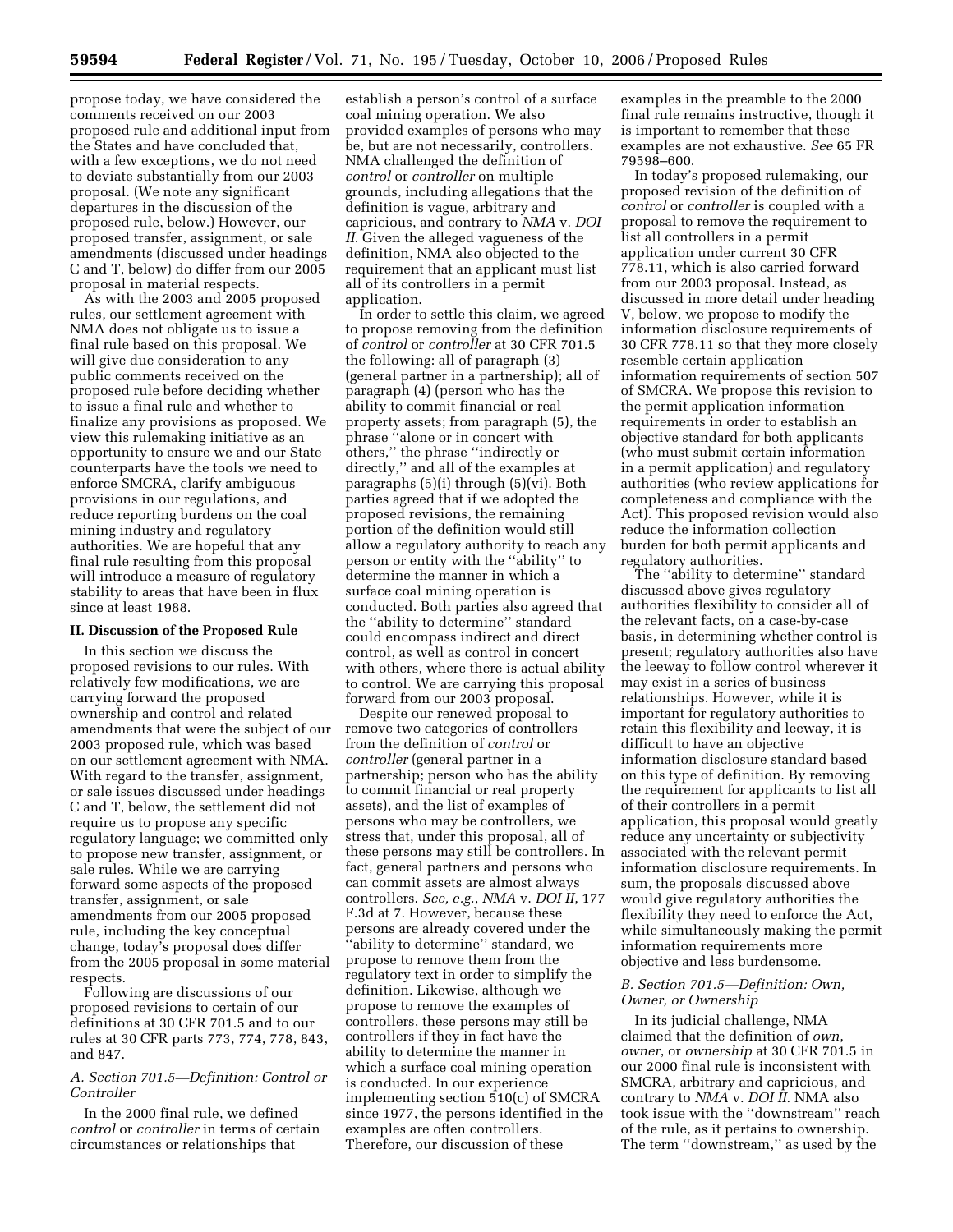propose today, we have considered the comments received on our 2003 proposed rule and additional input from the States and have concluded that, with a few exceptions, we do not need to deviate substantially from our 2003 proposal. (We note any significant departures in the discussion of the proposed rule, below.) However, our proposed transfer, assignment, or sale amendments (discussed under headings C and T, below) do differ from our 2005 proposal in material respects.

As with the 2003 and 2005 proposed rules, our settlement agreement with NMA does not obligate us to issue a final rule based on this proposal. We will give due consideration to any public comments received on the proposed rule before deciding whether to issue a final rule and whether to finalize any provisions as proposed. We view this rulemaking initiative as an opportunity to ensure we and our State counterparts have the tools we need to enforce SMCRA, clarify ambiguous provisions in our regulations, and reduce reporting burdens on the coal mining industry and regulatory authorities. We are hopeful that any final rule resulting from this proposal will introduce a measure of regulatory stability to areas that have been in flux since at least 1988.

## II. Discussion of the Proposed Rule

In this section we discuss the proposed revisions to our rules. With relatively few modifications, we are carrying forward the proposed ownership and control and related amendments that were the subject of our 2003 proposed rule, which was based on our settlement agreement with NMA. With regard to the transfer, assignment, or sale issues discussed under headings C and T, below, the settlement did not require us to propose any specific regulatory language; we committed only to propose new transfer, assignment, or sale rules. While we are carrying forward some aspects of the proposed transfer, assignment, or sale amendments from our 2005 proposed rule, including the key conceptual change, today's proposal does differ from the 2005 proposal in some material respects.

Following are discussions of our proposed revisions to certain of our definitions at 30 CFR 701.5 and to our rules at 30 CFR parts 773, 774, 778, 843, and 847.

### *A. Section 701.5—Definition: Control or Controller*

In the 2000 final rule, we defined *control* or *controller* in terms of certain circumstances or relationships that establish a person's control of a surface coal mining operation. We also provided examples of persons who may be, but are not necessarily, controllers. NMA challenged the definition of *control* or *controller* on multiple grounds, including allegations that the definition is vague, arbitrary and capricious, and contrary to *NMA* v. *DOI II*. Given the alleged vagueness of the definition, NMA also objected to the requirement that an applicant must list all of its controllers in a permit application.

In order to settle this claim, we agreed to propose removing from the definition of *control* or *controller* at 30 CFR 701.5 the following: all of paragraph (3) (general partner in a partnership); all of paragraph (4) (person who has the ability to commit financial or real property assets); from paragraph (5), the phrase ''alone or in concert with others,'' the phrase ''indirectly or directly,'' and all of the examples at paragraphs (5)(i) through (5)(vi). Both parties agreed that if we adopted the proposed revisions, the remaining portion of the definition would still allow a regulatory authority to reach any person or entity with the ''ability'' to determine the manner in which a surface coal mining operation is conducted. Both parties also agreed that the ''ability to determine'' standard could encompass indirect and direct control, as well as control in concert with others, where there is actual ability to control. We are carrying this proposal forward from our 2003 proposal.

Despite our renewed proposal to remove two categories of controllers from the definition of *control* or *controller* (general partner in a partnership; person who has the ability to commit financial or real property assets), and the list of examples of persons who may be controllers, we stress that, under this proposal, all of these persons may still be controllers. In fact, general partners and persons who can commit assets are almost always controllers. *See, e.g.*, *NMA* v. *DOI II*, 177 F.3d at 7. However, because these persons are already covered under the ''ability to determine'' standard, we propose to remove them from the regulatory text in order to simplify the definition. Likewise, although we propose to remove the examples of controllers, these persons may still be controllers if they in fact have the ability to determine the manner in which a surface coal mining operation is conducted. In our experience implementing section 510(c) of SMCRA since 1977, the persons identified in the examples are often controllers. Therefore, our discussion of these examples in the preamble to the 2000 final rule remains instructive, though it is important to remember that these examples are not exhaustive. *See* 65 FR 79598–600.

In today's proposed rulemaking, our proposed revision of the definition of *control* or *controller* is coupled with a proposal to remove the requirement to list all controllers in a permit application under current 30 CFR 778.11, which is also carried forward from our 2003 proposal. Instead, as discussed in more detail under heading V, below, we propose to modify the information disclosure requirements of 30 CFR 778.11 so that they more closely resemble certain application information requirements of section 507 of SMCRA. We propose this revision to the permit application information requirements in order to establish an objective standard for both applicants (who must submit certain information in a permit application) and regulatory authorities (who review applications for completeness and compliance with the Act). This proposed revision would also reduce the information collection burden for both permit applicants and regulatory authorities.

The ''ability to determine'' standard discussed above gives regulatory authorities flexibility to consider all of the relevant facts, on a case-by-case basis, in determining whether control is present; regulatory authorities also have the leeway to follow control wherever it may exist in a series of business relationships. However, while it is important for regulatory authorities to retain this flexibility and leeway, it is difficult to have an objective information disclosure standard based on this type of definition. By removing the requirement for applicants to list all of their controllers in a permit application, this proposal would greatly reduce any uncertainty or subjectivity associated with the relevant permit information disclosure requirements. In sum, the proposals discussed above would give regulatory authorities the flexibility they need to enforce the Act, while simultaneously making the permit information requirements more objective and less burdensome.

### *B. Section 701.5—Definition: Own, Owner, or Ownership*

In its judicial challenge, NMA claimed that the definition of *own*, *owner*, or *ownership* at 30 CFR 701.5 in our 2000 final rule is inconsistent with SMCRA, arbitrary and capricious, and contrary to *NMA* v. *DOI II*. NMA also took issue with the ''downstream'' reach of the rule, as it pertains to ownership. The term ''downstream,'' as used by the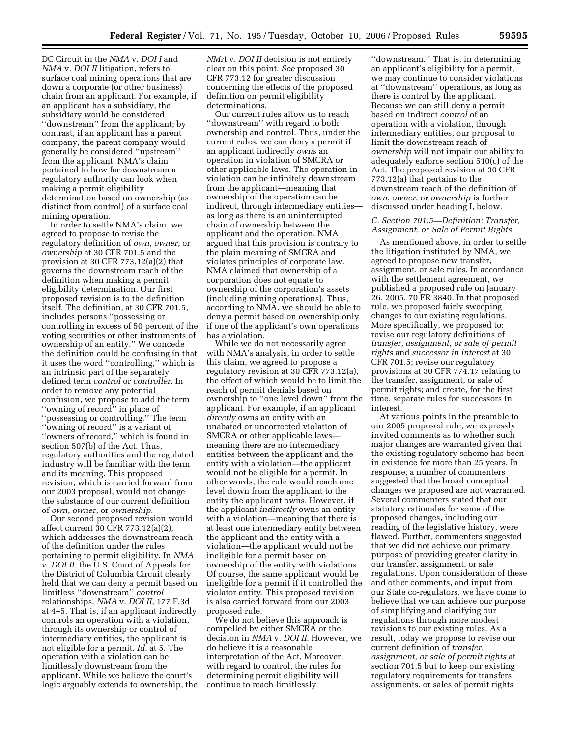DC Circuit in the *NMA* v. *DOI I* and *NMA* v. *DOI II* litigation, refers to surface coal mining operations that are down a corporate (or other business) chain from an applicant. For example, if an applicant has a subsidiary, the subsidiary would be considered ''downstream'' from the applicant; by contrast, if an applicant has a parent company, the parent company would generally be considered ''upstream'' from the applicant. NMA's claim pertained to how far downstream a regulatory authority can look when making a permit eligibility determination based on ownership (as distinct from control) of a surface coal mining operation.

In order to settle NMA's claim, we agreed to propose to revise the regulatory definition of *own*, *owner*, or *ownership* at 30 CFR 701.5 and the provision at 30 CFR 773.12(a)(2) that governs the downstream reach of the definition when making a permit eligibility determination. Our first proposed revision is to the definition itself. The definition, at 30 CFR 701.5, includes persons ''possessing or controlling in excess of 50 percent of the voting securities or other instruments of ownership of an entity.'' We concede the definition could be confusing in that it uses the word ''controlling,'' which is an intrinsic part of the separately defined term *control* or *controller*. In order to remove any potential confusion, we propose to add the term ''owning of record'' in place of ''possessing or controlling.'' The term ''owning of record'' is a variant of ''owners of record,'' which is found in section 507(b) of the Act. Thus, regulatory authorities and the regulated industry will be familiar with the term and its meaning. This proposed revision, which is carried forward from our 2003 proposal, would not change the substance of our current definition of *own*, *owner*, or *ownership*.

Our second proposed revision would affect current 30 CFR 773.12(a)(2), which addresses the downstream reach of the definition under the rules pertaining to permit eligibility. In *NMA* v. *DOI II*, the U.S. Court of Appeals for the District of Columbia Circuit clearly held that we can deny a permit based on limitless ''downstream'' *control* relationships. *NMA* v. *DOI II*, 177 F.3d at 4–5. That is, if an applicant indirectly controls an operation with a violation, through its ownership or control of intermediary entities, the applicant is not eligible for a permit. *Id.* at 5. The operation with a violation can be limitlessly downstream from the applicant. While we believe the court's logic arguably extends to ownership, the *NMA* v. *DOI II* decision is not entirely clear on this point. *See* proposed 30 CFR 773.12 for greater discussion concerning the effects of the proposed definition on permit eligibility determinations.

Our current rules allow us to reach ''downstream'' with regard to both ownership and control. Thus, under the current rules, we can deny a permit if an applicant indirectly *owns* an operation in violation of SMCRA or other applicable laws. The operation in violation can be infinitely downstream from the applicant—meaning that ownership of the operation can be indirect, through intermediary entities—as long as there is an uninterrupted chain of ownership between the applicant and the operation. NMA argued that this provision is contrary to the plain meaning of SMCRA and violates principles of corporate law. NMA claimed that ownership of a corporation does not equate to ownership of the corporation's assets (including mining operations). Thus, according to NMA, we should be able to deny a permit based on ownership only if one of the applicant's own operations has a violation.

While we do not necessarily agree with NMA's analysis, in order to settle this claim, we agreed to propose a regulatory revision at 30 CFR 773.12(a), the effect of which would be to limit the reach of permit denials based on ownership to ''one level down'' from the applicant. For example, if an applicant *directly* owns an entity with an unabated or uncorrected violation of SMCRA or other applicable laws—meaning there are no intermediary entities between the applicant and the entity with a violation—the applicant would not be eligible for a permit. In other words, the rule would reach one level down from the applicant to the entity the applicant owns. However, if the applicant *indirectly* owns an entity with a violation—meaning that there is at least one intermediary entity between the applicant and the entity with a violation—the applicant would not be ineligible for a permit based on ownership of the entity with violations. Of course, the same applicant would be ineligible for a permit if it controlled the violator entity. This proposed revision is also carried forward from our 2003 proposed rule.

We do not believe this approach is compelled by either SMCRA or the decision in *NMA* v. *DOI II*. However, we do believe it is a reasonable interpretation of the Act. Moreover, with regard to control, the rules for determining permit eligibility will continue to reach limitlessly ''downstream.'' That is, in determining an applicant's eligibility for a permit, we may continue to consider violations at ''downstream'' operations, as long as there is control by the applicant. Because we can still deny a permit based on indirect *control* of an operation with a violation, through intermediary entities, our proposal to limit the downstream reach of *ownership* will not impair our ability to adequately enforce section 510(c) of the Act. The proposed revision at 30 CFR 773.12(a) that pertains to the downstream reach of the definition of *own*, *owner*, or *ownership* is further discussed under heading I, below.

### *C. Section 701.5—Definition: Transfer, Assignment, or Sale of Permit Rights*

As mentioned above, in order to settle the litigation instituted by NMA, we agreed to propose new transfer, assignment, or sale rules. In accordance with the settlement agreement, we published a proposed rule on January 26, 2005. 70 FR 3840. In that proposed rule, we proposed fairly sweeping changes to our existing regulations. More specifically, we proposed to: revise our regulatory definitions of *transfer, assignment, or sale of permit rights* and *successor in interest* at 30 CFR 701.5; revise our regulatory provisions at 30 CFR 774.17 relating to the transfer, assignment, or sale of permit rights; and create, for the first time, separate rules for successors in interest.

At various points in the preamble to our 2005 proposed rule, we expressly invited comments as to whether such major changes are warranted given that the existing regulatory scheme has been in existence for more than 25 years. In response, a number of commenters suggested that the broad conceptual changes we proposed are not warranted. Several commenters stated that our statutory rationales for some of the proposed changes, including our reading of the legislative history, were flawed. Further, commenters suggested that we did not achieve our primary purpose of providing greater clarity in our transfer, assignment, or sale regulations. Upon consideration of these and other comments, and input from our State co-regulators, we have come to believe that we can achieve our purpose of simplifying and clarifying our regulations through more modest revisions to our existing rules. As a result, today we propose to revise our current definition of *transfer, assignment, or sale of permit rights* at section 701.5 but to keep our existing regulatory requirements for transfers, assignments, or sales of permit rights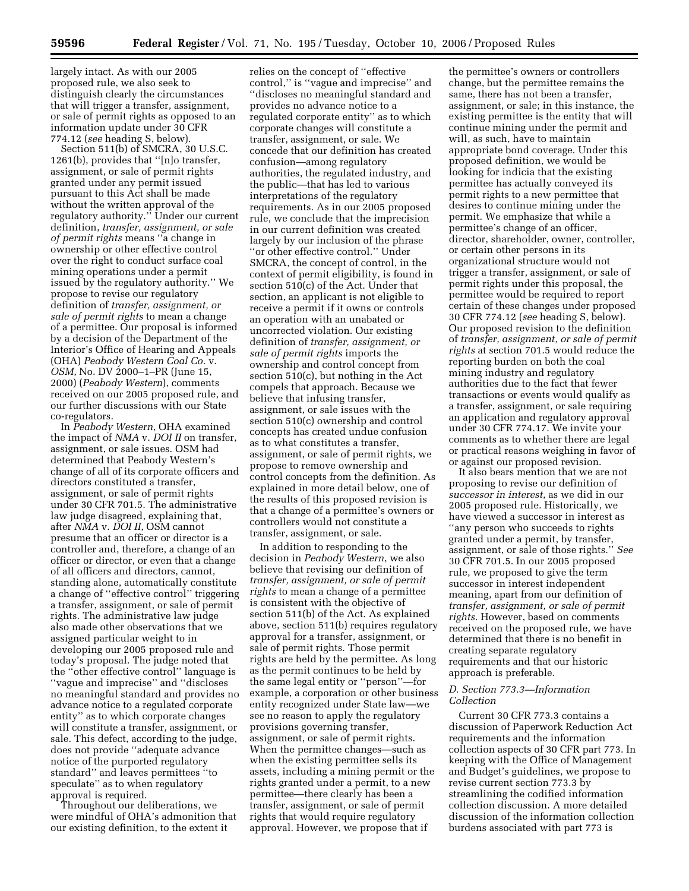largely intact. As with our 2005 proposed rule, we also seek to distinguish clearly the circumstances that will trigger a transfer, assignment, or sale of permit rights as opposed to an information update under 30 CFR 774.12 (*see* heading S, below).

Section 511(b) of SMCRA, 30 U.S.C. 1261(b), provides that ''[n]o transfer, assignment, or sale of permit rights granted under any permit issued pursuant to this Act shall be made without the written approval of the regulatory authority.'' Under our current definition, *transfer, assignment, or sale of permit rights* means ''a change in ownership or other effective control over the right to conduct surface coal mining operations under a permit issued by the regulatory authority.'' We propose to revise our regulatory definition of *transfer, assignment, or sale of permit rights* to mean a change of a permittee. Our proposal is informed by a decision of the Department of the Interior's Office of Hearing and Appeals (OHA) *Peabody Western Coal Co.* v. *OSM*, No. DV 2000–1–PR (June 15, 2000) (*Peabody Western*), comments received on our 2005 proposed rule, and our further discussions with our State co-regulators.

In *Peabody Western*, OHA examined the impact of *NMA* v. *DOI II* on transfer, assignment, or sale issues. OSM had determined that Peabody Western's change of all of its corporate officers and directors constituted a transfer, assignment, or sale of permit rights under 30 CFR 701.5. The administrative law judge disagreed, explaining that, after *NMA* v. *DOI II*, OSM cannot presume that an officer or director is a controller and, therefore, a change of an officer or director, or even that a change of all officers and directors, cannot, standing alone, automatically constitute a change of ''effective control'' triggering a transfer, assignment, or sale of permit rights. The administrative law judge also made other observations that we assigned particular weight to in developing our 2005 proposed rule and today's proposal. The judge noted that the ''other effective control'' language is ''vague and imprecise'' and ''discloses no meaningful standard and provides no advance notice to a regulated corporate entity'' as to which corporate changes will constitute a transfer, assignment, or sale. This defect, according to the judge, does not provide ''adequate advance notice of the purported regulatory standard'' and leaves permittees ''to speculate'' as to when regulatory approval is required.

Throughout our deliberations, we were mindful of OHA's admonition that our existing definition, to the extent it relies on the concept of ''effective control,'' is ''vague and imprecise'' and ''discloses no meaningful standard and provides no advance notice to a regulated corporate entity'' as to which corporate changes will constitute a transfer, assignment, or sale. We concede that our definition has created confusion—among regulatory authorities, the regulated industry, and the public—that has led to various interpretations of the regulatory requirements. As in our 2005 proposed rule, we conclude that the imprecision in our current definition was created largely by our inclusion of the phrase ''or other effective control.'' Under SMCRA, the concept of control, in the context of permit eligibility, is found in section 510(c) of the Act. Under that section, an applicant is not eligible to receive a permit if it owns or controls an operation with an unabated or uncorrected violation. Our existing definition of *transfer, assignment, or sale of permit rights* imports the ownership and control concept from section 510(c), but nothing in the Act compels that approach. Because we believe that infusing transfer, assignment, or sale issues with the section 510(c) ownership and control concepts has created undue confusion as to what constitutes a transfer, assignment, or sale of permit rights, we propose to remove ownership and control concepts from the definition. As explained in more detail below, one of the results of this proposed revision is that a change of a permittee's owners or controllers would not constitute a transfer, assignment, or sale.

In addition to responding to the decision in *Peabody Western*, we also believe that revising our definition of *transfer, assignment, or sale of permit rights* to mean a change of a permittee is consistent with the objective of section 511(b) of the Act. As explained above, section 511(b) requires regulatory approval for a transfer, assignment, or sale of permit rights. Those permit rights are held by the permittee. As long as the permit continues to be held by the same legal entity or ''person''—for example, a corporation or other business entity recognized under State law—we see no reason to apply the regulatory provisions governing transfer, assignment, or sale of permit rights. When the permittee changes—such as when the existing permittee sells its assets, including a mining permit or the rights granted under a permit, to a new permittee—there clearly has been a transfer, assignment, or sale of permit rights that would require regulatory approval. However, we propose that if the permittee's owners or controllers change, but the permittee remains the same, there has not been a transfer, assignment, or sale; in this instance, the existing permittee is the entity that will continue mining under the permit and will, as such, have to maintain appropriate bond coverage. Under this proposed definition, we would be looking for indicia that the existing permittee has actually conveyed its permit rights to a new permittee that desires to continue mining under the permit. We emphasize that while a permittee's change of an officer, director, shareholder, owner, controller, or certain other persons in its organizational structure would not trigger a transfer, assignment, or sale of permit rights under this proposal, the permittee would be required to report certain of these changes under proposed 30 CFR 774.12 (*see* heading S, below). Our proposed revision to the definition of *transfer, assignment, or sale of permit rights* at section 701.5 would reduce the reporting burden on both the coal mining industry and regulatory authorities due to the fact that fewer transactions or events would qualify as a transfer, assignment, or sale requiring an application and regulatory approval under 30 CFR 774.17. We invite your comments as to whether there are legal or practical reasons weighing in favor of or against our proposed revision.

It also bears mention that we are not proposing to revise our definition of *successor in interest*, as we did in our 2005 proposed rule. Historically, we have viewed a successor in interest as ''any person who succeeds to rights granted under a permit, by transfer, assignment, or sale of those rights.'' *See* 30 CFR 701.5. In our 2005 proposed rule, we proposed to give the term successor in interest independent meaning, apart from our definition of *transfer, assignment, or sale of permit rights*. However, based on comments received on the proposed rule, we have determined that there is no benefit in creating separate regulatory requirements and that our historic approach is preferable.

### *D. Section 773.3—Information Collection*

Current 30 CFR 773.3 contains a discussion of Paperwork Reduction Act requirements and the information collection aspects of 30 CFR part 773. In keeping with the Office of Management and Budget's guidelines, we propose to revise current section 773.3 by streamlining the codified information collection discussion. A more detailed discussion of the information collection burdens associated with part 773 is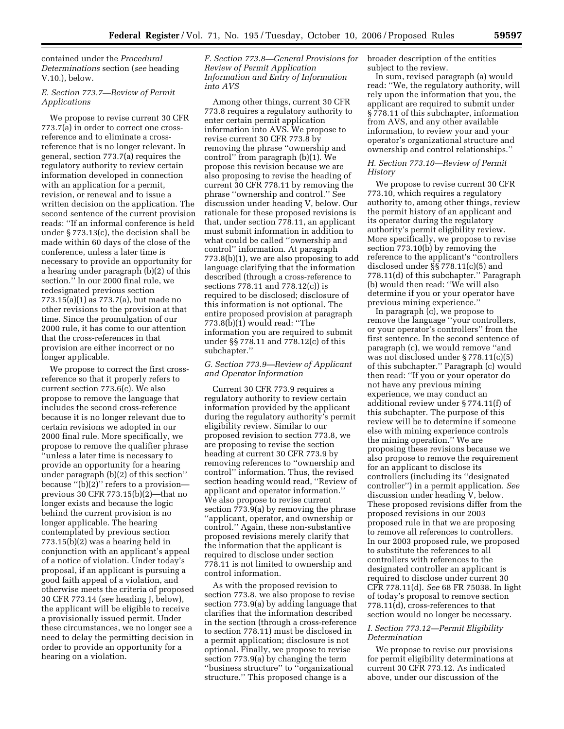contained under the *Procedural Determinations* section (*see* heading V.10.), below.

### *E. Section 773.7—Review of Permit Applications*

We propose to revise current 30 CFR 773.7(a) in order to correct one cross-reference and to eliminate a cross-reference that is no longer relevant. In general, section 773.7(a) requires the regulatory authority to review certain information developed in connection with an application for a permit, revision, or renewal and to issue a written decision on the application. The second sentence of the current provision reads: ''If an informal conference is held under § 773.13(c), the decision shall be made within 60 days of the close of the conference, unless a later time is necessary to provide an opportunity for a hearing under paragraph (b)(2) of this section.'' In our 2000 final rule, we redesignated previous section 773.15(a)(1) as 773.7(a), but made no other revisions to the provision at that time. Since the promulgation of our 2000 rule, it has come to our attention that the cross-references in that provision are either incorrect or no longer applicable.

We propose to correct the first cross-reference so that it properly refers to current section 773.6(c). We also propose to remove the language that includes the second cross-reference because it is no longer relevant due to certain revisions we adopted in our 2000 final rule. More specifically, we propose to remove the qualifier phrase ''unless a later time is necessary to provide an opportunity for a hearing under paragraph (b)(2) of this section'' because ''(b)(2)'' refers to a provision—previous 30 CFR 773.15(b)(2)—that no longer exists and because the logic behind the current provision is no longer applicable. The hearing contemplated by previous section 773.15(b)(2) was a hearing held in conjunction with an applicant's appeal of a notice of violation. Under today's proposal, if an applicant is pursuing a good faith appeal of a violation, and otherwise meets the criteria of proposed 30 CFR 773.14 (*see* heading J, below), the applicant will be eligible to receive a provisionally issued permit. Under these circumstances, we no longer see a need to delay the permitting decision in order to provide an opportunity for a hearing on a violation.

### *F. Section 773.8—General Provisions for Review of Permit Application Information and Entry of Information into AVS*

Among other things, current 30 CFR 773.8 requires a regulatory authority to enter certain permit application information into AVS. We propose to revise current 30 CFR 773.8 by removing the phrase ''ownership and control'' from paragraph (b)(1). We propose this revision because we are also proposing to revise the heading of current 30 CFR 778.11 by removing the phrase ''ownership and control.'' See discussion under heading V, below. Our rationale for these proposed revisions is that, under section 778.11, an applicant must submit information in addition to what could be called ''ownership and control'' information. At paragraph 773.8(b)(1), we are also proposing to add language clarifying that the information described (through a cross-reference to sections 778.11 and 778.12(c)) is required to be disclosed; disclosure of this information is not optional. The entire proposed provision at paragraph 773.8(b)(1) would read: ''The information you are required to submit under §§ 778.11 and 778.12(c) of this subchapter.''

### *G. Section 773.9—Review of Applicant and Operator Information*

Current 30 CFR 773.9 requires a regulatory authority to review certain information provided by the applicant during the regulatory authority's permit eligibility review. Similar to our proposed revision to section 773.8, we are proposing to revise the section heading at current 30 CFR 773.9 by removing references to ''ownership and control'' information. Thus, the revised section heading would read, ''Review of applicant and operator information.'' We also propose to revise current section 773.9(a) by removing the phrase ''applicant, operator, and ownership or control.'' Again, these non-substantive proposed revisions merely clarify that the information that the applicant is required to disclose under section 778.11 is not limited to ownership and control information.

As with the proposed revision to section 773.8, we also propose to revise section 773.9(a) by adding language that clarifies that the information described in the section (through a cross-reference to section 778.11) must be disclosed in a permit application; disclosure is not optional. Finally, we propose to revise section 773.9(a) by changing the term ''business structure'' to ''organizational structure.'' This proposed change is a broader description of the entities subject to the review.

In sum, revised paragraph (a) would read: ''We, the regulatory authority, will rely upon the information that you, the applicant are required to submit under § 778.11 of this subchapter, information from AVS, and any other available information, to review your and your operator's organizational structure and ownership and control relationships.''

### *H. Section 773.10—Review of Permit History*

We propose to revise current 30 CFR 773.10, which requires a regulatory authority to, among other things, review the permit history of an applicant and its operator during the regulatory authority's permit eligibility review. More specifically, we propose to revise section 773.10(b) by removing the reference to the applicant's ''controllers disclosed under §§ 778.11(c)(5) and 778.11(d) of this subchapter.'' Paragraph (b) would then read: ''We will also determine if you or your operator have previous mining experience.''

In paragraph (c), we propose to remove the language ''your controllers, or your operator's controllers'' from the first sentence. In the second sentence of paragraph (c), we would remove ''and was not disclosed under § 778.11(c)(5) of this subchapter.'' Paragraph (c) would then read: ''If you or your operator do not have any previous mining experience, we may conduct an additional review under § 774.11(f) of this subchapter. The purpose of this review will be to determine if someone else with mining experience controls the mining operation.'' We are proposing these revisions because we also propose to remove the requirement for an applicant to disclose its controllers (including its ''designated controller'') in a permit application. *See* discussion under heading V, below. These proposed revisions differ from the proposed revisions in our 2003 proposed rule in that we are proposing to remove all references to controllers. In our 2003 proposed rule, we proposed to substitute the references to all controllers with references to the designated controller an applicant is required to disclose under current 30 CFR 778.11(d). *See* 68 FR 75038. In light of today's proposal to remove section 778.11(d), cross-references to that section would no longer be necessary.

### *I. Section 773.12—Permit Eligibility Determination*

We propose to revise our provisions for permit eligibility determinations at current 30 CFR 773.12. As indicated above, under our discussion of the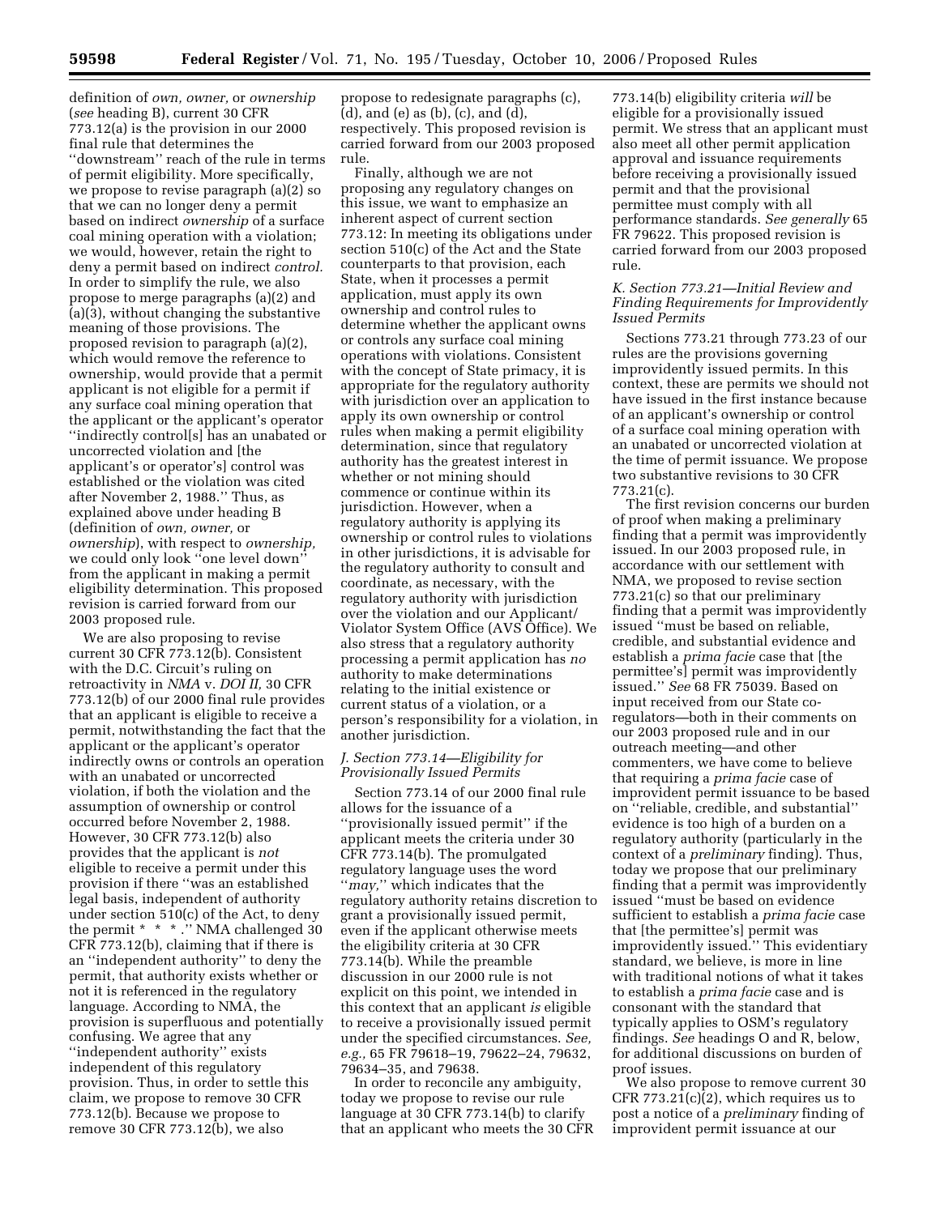definition of *own, owner,* or *ownership* (*see* heading B), current 30 CFR 773.12(a) is the provision in our 2000 final rule that determines the ''downstream'' reach of the rule in terms of permit eligibility. More specifically, we propose to revise paragraph (a)(2) so that we can no longer deny a permit based on indirect *ownership* of a surface coal mining operation with a violation; we would, however, retain the right to deny a permit based on indirect *control.* In order to simplify the rule, we also propose to merge paragraphs (a)(2) and (a)(3), without changing the substantive meaning of those provisions. The proposed revision to paragraph (a)(2), which would remove the reference to ownership, would provide that a permit applicant is not eligible for a permit if any surface coal mining operation that the applicant or the applicant's operator ''indirectly control[s] has an unabated or uncorrected violation and [the applicant's or operator's] control was established or the violation was cited after November 2, 1988.'' Thus, as explained above under heading B (definition of *own, owner,* or *ownership*), with respect to *ownership,* we could only look ''one level down'' from the applicant in making a permit eligibility determination. This proposed revision is carried forward from our 2003 proposed rule.

We are also proposing to revise current 30 CFR 773.12(b). Consistent with the D.C. Circuit's ruling on retroactivity in *NMA* v. *DOI II,* 30 CFR 773.12(b) of our 2000 final rule provides that an applicant is eligible to receive a permit, notwithstanding the fact that the applicant or the applicant's operator indirectly owns or controls an operation with an unabated or uncorrected violation, if both the violation and the assumption of ownership or control occurred before November 2, 1988. However, 30 CFR 773.12(b) also provides that the applicant is *not* eligible to receive a permit under this provision if there ''was an established legal basis, independent of authority under section 510(c) of the Act, to deny the permit * * *.'' NMA challenged 30 CFR 773.12(b), claiming that if there is an ''independent authority'' to deny the permit, that authority exists whether or not it is referenced in the regulatory language. According to NMA, the provision is superfluous and potentially confusing. We agree that any ''independent authority'' exists independent of this regulatory provision. Thus, in order to settle this claim, we propose to remove 30 CFR 773.12(b). Because we propose to remove 30 CFR 773.12(b), we also propose to redesignate paragraphs (c), (d), and (e) as (b), (c), and (d), respectively. This proposed revision is carried forward from our 2003 proposed rule.

Finally, although we are not proposing any regulatory changes on this issue, we want to emphasize an inherent aspect of current section 773.12: In meeting its obligations under section 510(c) of the Act and the State counterparts to that provision, each State, when it processes a permit application, must apply its own ownership and control rules to determine whether the applicant owns or controls any surface coal mining operations with violations. Consistent with the concept of State primacy, it is appropriate for the regulatory authority with jurisdiction over an application to apply its own ownership or control rules when making a permit eligibility determination, since that regulatory authority has the greatest interest in whether or not mining should commence or continue within its jurisdiction. However, when a regulatory authority is applying its ownership or control rules to violations in other jurisdictions, it is advisable for the regulatory authority to consult and coordinate, as necessary, with the regulatory authority with jurisdiction over the violation and our Applicant/Violator System Office (AVS Office). We also stress that a regulatory authority processing a permit application has *no* authority to make determinations relating to the initial existence or current status of a violation, or a person's responsibility for a violation, in another jurisdiction.

### *J. Section 773.14—Eligibility for Provisionally Issued Permits*

Section 773.14 of our 2000 final rule allows for the issuance of a ''provisionally issued permit'' if the applicant meets the criteria under 30 CFR 773.14(b). The promulgated regulatory language uses the word ''*may,*'' which indicates that the regulatory authority retains discretion to grant a provisionally issued permit, even if the applicant otherwise meets the eligibility criteria at 30 CFR 773.14(b). While the preamble discussion in our 2000 rule is not explicit on this point, we intended in this context that an applicant *is* eligible to receive a provisionally issued permit under the specified circumstances. *See, e.g.,* 65 FR 79618–19, 79622–24, 79632, 79634–35, and 79638.

In order to reconcile any ambiguity, today we propose to revise our rule language at 30 CFR 773.14(b) to clarify that an applicant who meets the 30 CFR 773.14(b) eligibility criteria *will* be eligible for a provisionally issued permit. We stress that an applicant must also meet all other permit application approval and issuance requirements before receiving a provisionally issued permit and that the provisional permittee must comply with all performance standards. *See generally* 65 FR 79622. This proposed revision is carried forward from our 2003 proposed rule.

### *K. Section 773.21—Initial Review and Finding Requirements for Improvidently Issued Permits*

Sections 773.21 through 773.23 of our rules are the provisions governing improvidently issued permits. In this context, these are permits we should not have issued in the first instance because of an applicant's ownership or control of a surface coal mining operation with an unabated or uncorrected violation at the time of permit issuance. We propose two substantive revisions to 30 CFR 773.21(c).

The first revision concerns our burden of proof when making a preliminary finding that a permit was improvidently issued. In our 2003 proposed rule, in accordance with our settlement with NMA, we proposed to revise section 773.21(c) so that our preliminary finding that a permit was improvidently issued ''must be based on reliable, credible, and substantial evidence and establish a *prima facie* case that [the permittee's] permit was improvidently issued.'' *See* 68 FR 75039. Based on input received from our State co-regulators—both in their comments on our 2003 proposed rule and in our outreach meeting—and other commenters, we have come to believe that requiring a *prima facie* case of improvident permit issuance to be based on ''reliable, credible, and substantial'' evidence is too high of a burden on a regulatory authority (particularly in the context of a *preliminary* finding). Thus, today we propose that our preliminary finding that a permit was improvidently issued ''must be based on evidence sufficient to establish a *prima facie* case that [the permittee's] permit was improvidently issued.'' This evidentiary standard, we believe, is more in line with traditional notions of what it takes to establish a *prima facie* case and is consonant with the standard that typically applies to OSM's regulatory findings. *See* headings O and R, below, for additional discussions on burden of proof issues.

We also propose to remove current 30 CFR 773.21(c)(2), which requires us to post a notice of a *preliminary* finding of improvident permit issuance at our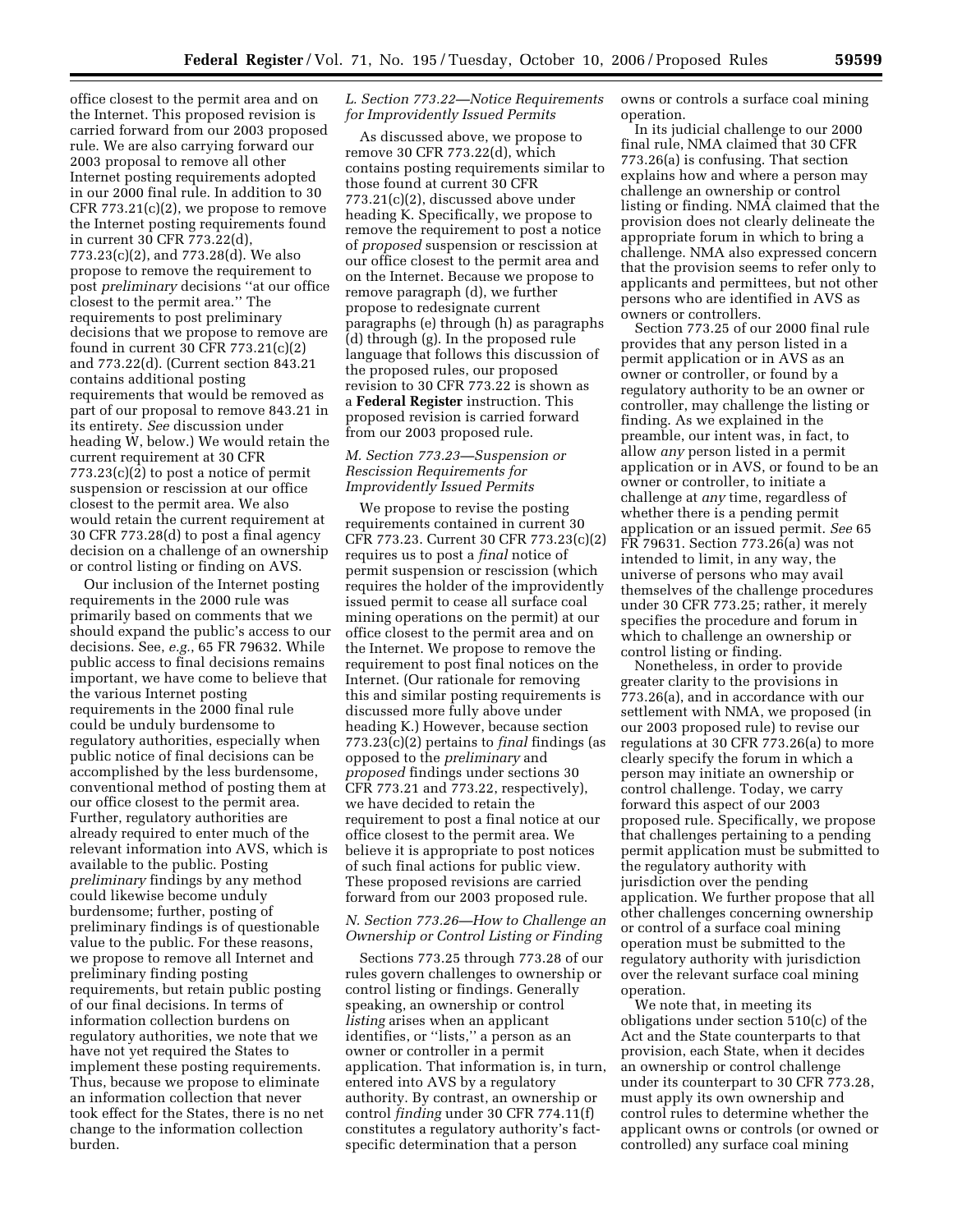office closest to the permit area and on the Internet. This proposed revision is carried forward from our 2003 proposed rule. We are also carrying forward our 2003 proposal to remove all other Internet posting requirements adopted in our 2000 final rule. In addition to 30 CFR 773.21(c)(2), we propose to remove the Internet posting requirements found in current 30 CFR 773.22(d), 773.23(c)(2), and 773.28(d). We also propose to remove the requirement to post *preliminary* decisions ''at our office closest to the permit area.'' The requirements to post preliminary decisions that we propose to remove are found in current 30 CFR 773.21(c)(2) and 773.22(d). (Current section 843.21 contains additional posting requirements that would be removed as part of our proposal to remove 843.21 in its entirety. *See* discussion under heading W, below.) We would retain the current requirement at 30 CFR 773.23(c)(2) to post a notice of permit suspension or rescission at our office closest to the permit area. We also would retain the current requirement at 30 CFR 773.28(d) to post a final agency decision on a challenge of an ownership or control listing or finding on AVS.

Our inclusion of the Internet posting requirements in the 2000 rule was primarily based on comments that we should expand the public's access to our decisions. See, *e.g.*, 65 FR 79632. While public access to final decisions remains important, we have come to believe that the various Internet posting requirements in the 2000 final rule could be unduly burdensome to regulatory authorities, especially when public notice of final decisions can be accomplished by the less burdensome, conventional method of posting them at our office closest to the permit area. Further, regulatory authorities are already required to enter much of the relevant information into AVS, which is available to the public. Posting *preliminary* findings by any method could likewise become unduly burdensome; further, posting of preliminary findings is of questionable value to the public. For these reasons, we propose to remove all Internet and preliminary finding posting requirements, but retain public posting of our final decisions. In terms of information collection burdens on regulatory authorities, we note that we have not yet required the States to implement these posting requirements. Thus, because we propose to eliminate an information collection that never took effect for the States, there is no net change to the information collection burden.

### *L. Section 773.22—Notice Requirements for Improvidently Issued Permits*

As discussed above, we propose to remove 30 CFR 773.22(d), which contains posting requirements similar to those found at current 30 CFR 773.21(c)(2), discussed above under heading K. Specifically, we propose to remove the requirement to post a notice of *proposed* suspension or rescission at our office closest to the permit area and on the Internet. Because we propose to remove paragraph (d), we further propose to redesignate current paragraphs (e) through (h) as paragraphs (d) through (g). In the proposed rule language that follows this discussion of the proposed rules, our proposed revision to 30 CFR 773.22 is shown as a **Federal Register** instruction. This proposed revision is carried forward from our 2003 proposed rule.

### *M. Section 773.23—Suspension or Rescission Requirements for Improvidently Issued Permits*

We propose to revise the posting requirements contained in current 30 CFR 773.23. Current 30 CFR 773.23(c)(2) requires us to post a *final* notice of permit suspension or rescission (which requires the holder of the improvidently issued permit to cease all surface coal mining operations on the permit) at our office closest to the permit area and on the Internet. We propose to remove the requirement to post final notices on the Internet. (Our rationale for removing this and similar posting requirements is discussed more fully above under heading K.) However, because section 773.23(c)(2) pertains to *final* findings (as opposed to the *preliminary* and *proposed* findings under sections 30 CFR 773.21 and 773.22, respectively), we have decided to retain the requirement to post a final notice at our office closest to the permit area. We believe it is appropriate to post notices of such final actions for public view. These proposed revisions are carried forward from our 2003 proposed rule.

### *N. Section 773.26—How to Challenge an Ownership or Control Listing or Finding*

Sections 773.25 through 773.28 of our rules govern challenges to ownership or control listing or findings. Generally speaking, an ownership or control *listing* arises when an applicant identifies, or ''lists,'' a person as an owner or controller in a permit application. That information is, in turn, entered into AVS by a regulatory authority. By contrast, an ownership or control *finding* under 30 CFR 774.11(f) constitutes a regulatory authority's fact-specific determination that a person owns or controls a surface coal mining operation.

In its judicial challenge to our 2000 final rule, NMA claimed that 30 CFR 773.26(a) is confusing. That section explains how and where a person may challenge an ownership or control listing or finding. NMA claimed that the provision does not clearly delineate the appropriate forum in which to bring a challenge. NMA also expressed concern that the provision seems to refer only to applicants and permittees, but not other persons who are identified in AVS as owners or controllers.

Section 773.25 of our 2000 final rule provides that any person listed in a permit application or in AVS as an owner or controller, or found by a regulatory authority to be an owner or controller, may challenge the listing or finding. As we explained in the preamble, our intent was, in fact, to allow *any* person listed in a permit application or in AVS, or found to be an owner or controller, to initiate a challenge at *any* time, regardless of whether there is a pending permit application or an issued permit. *See* 65 FR 79631. Section 773.26(a) was not intended to limit, in any way, the universe of persons who may avail themselves of the challenge procedures under 30 CFR 773.25; rather, it merely specifies the procedure and forum in which to challenge an ownership or control listing or finding.

Nonetheless, in order to provide greater clarity to the provisions in 773.26(a), and in accordance with our settlement with NMA, we proposed (in our 2003 proposed rule) to revise our regulations at 30 CFR 773.26(a) to more clearly specify the forum in which a person may initiate an ownership or control challenge. Today, we carry forward this aspect of our 2003 proposed rule. Specifically, we propose that challenges pertaining to a pending permit application must be submitted to the regulatory authority with jurisdiction over the pending application. We further propose that all other challenges concerning ownership or control of a surface coal mining operation must be submitted to the regulatory authority with jurisdiction over the relevant surface coal mining operation.

We note that, in meeting its obligations under section 510(c) of the Act and the State counterparts to that provision, each State, when it decides an ownership or control challenge under its counterpart to 30 CFR 773.28, must apply its own ownership and control rules to determine whether the applicant owns or controls (or owned or controlled) any surface coal mining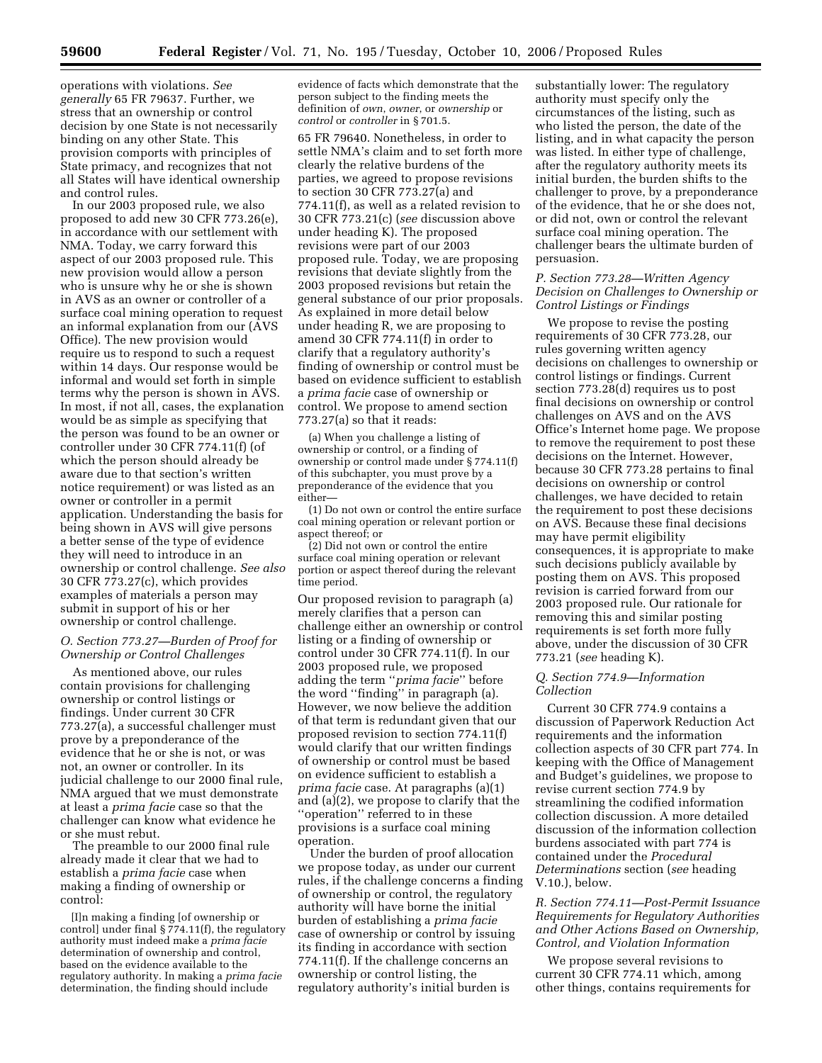operations with violations. *See generally* 65 FR 79637. Further, we stress that an ownership or control decision by one State is not necessarily binding on any other State. This provision comports with principles of State primacy, and recognizes that not all States will have identical ownership and control rules.

In our 2003 proposed rule, we also proposed to add new 30 CFR 773.26(e), in accordance with our settlement with NMA. Today, we carry forward this aspect of our 2003 proposed rule. This new provision would allow a person who is unsure why he or she is shown in AVS as an owner or controller of a surface coal mining operation to request an informal explanation from our (AVS Office). The new provision would require us to respond to such a request within 14 days. Our response would be informal and would set forth in simple terms why the person is shown in AVS. In most, if not all, cases, the explanation would be as simple as specifying that the person was found to be an owner or controller under 30 CFR 774.11(f) (of which the person should already be aware due to that section's written notice requirement) or was listed as an owner or controller in a permit application. Understanding the basis for being shown in AVS will give persons a better sense of the type of evidence they will need to introduce in an ownership or control challenge. *See also* 30 CFR 773.27(c), which provides examples of materials a person may submit in support of his or her ownership or control challenge.

### *O. Section 773.27—Burden of Proof for Ownership or Control Challenges*

As mentioned above, our rules contain provisions for challenging ownership or control listings or findings. Under current 30 CFR 773.27(a), a successful challenger must prove by a preponderance of the evidence that he or she is not, or was not, an owner or controller. In its judicial challenge to our 2000 final rule, NMA argued that we must demonstrate at least a *prima facie* case so that the challenger can know what evidence he or she must rebut.

The preamble to our 2000 final rule already made it clear that we had to establish a *prima facie* case when making a finding of ownership or control:

> [I]n making a finding [of ownership or control] under final § 774.11(f), the regulatory authority must indeed make a *prima facie* determination of ownership and control, based on the evidence available to the regulatory authority. In making a *prima facie* determination, the finding should include evidence of facts which demonstrate that the person subject to the finding meets the definition of *own, owner,* or *ownership* or *control* or *controller* in § 701.5.

65 FR 79640. Nonetheless, in order to settle NMA's claim and to set forth more clearly the relative burdens of the parties, we agreed to propose revisions to section 30 CFR 773.27(a) and 774.11(f), as well as a related revision to 30 CFR 773.21(c) (*see* discussion above under heading K). The proposed revisions were part of our 2003 proposed rule. Today, we are proposing revisions that deviate slightly from the 2003 proposed revisions but retain the general substance of our prior proposals. As explained in more detail below under heading R, we are proposing to amend 30 CFR 774.11(f) in order to clarify that a regulatory authority's finding of ownership or control must be based on evidence sufficient to establish a *prima facie* case of ownership or control. We propose to amend section 773.27(a) so that it reads:

> (a) When you challenge a listing of ownership or control, or a finding of ownership or control made under § 774.11(f) of this subchapter, you must prove by a preponderance of the evidence that you either—
>
> (1) Do not own or control the entire surface coal mining operation or relevant portion or aspect thereof; or
>
> (2) Did not own or control the entire surface coal mining operation or relevant portion or aspect thereof during the relevant time period.

Our proposed revision to paragraph (a) merely clarifies that a person can challenge either an ownership or control listing or a finding of ownership or control under 30 CFR 774.11(f). In our 2003 proposed rule, we proposed adding the term "*prima facie*" before the word "finding" in paragraph (a). However, we now believe the addition of that term is redundant given that our proposed revision to section 774.11(f) would clarify that our written findings of ownership or control must be based on evidence sufficient to establish a *prima facie* case. At paragraphs (a)(1) and (a)(2), we propose to clarify that the "operation" referred to in these provisions is a surface coal mining operation.

Under the burden of proof allocation we propose today, as under our current rules, if the challenge concerns a finding of ownership or control, the regulatory authority will have borne the initial burden of establishing a *prima facie* case of ownership or control by issuing its finding in accordance with section 774.11(f). If the challenge concerns an ownership or control listing, the regulatory authority's initial burden is substantially lower: The regulatory authority must specify only the circumstances of the listing, such as who listed the person, the date of the listing, and in what capacity the person was listed. In either type of challenge, after the regulatory authority meets its initial burden, the burden shifts to the challenger to prove, by a preponderance of the evidence, that he or she does not, or did not, own or control the relevant surface coal mining operation. The challenger bears the ultimate burden of persuasion.

### *P. Section 773.28—Written Agency Decision on Challenges to Ownership or Control Listings or Findings*

We propose to revise the posting requirements of 30 CFR 773.28, our rules governing written agency decisions on challenges to ownership or control listings or findings. Current section 773.28(d) requires us to post final decisions on ownership or control challenges on AVS and on the AVS Office's Internet home page. We propose to remove the requirement to post these decisions on the Internet. However, because 30 CFR 773.28 pertains to final decisions on ownership or control challenges, we have decided to retain the requirement to post these decisions on AVS. Because these final decisions may have permit eligibility consequences, it is appropriate to make such decisions publicly available by posting them on AVS. This proposed revision is carried forward from our 2003 proposed rule. Our rationale for removing this and similar posting requirements is set forth more fully above, under the discussion of 30 CFR 773.21 (*see* heading K).

### *Q. Section 774.9—Information Collection*

Current 30 CFR 774.9 contains a discussion of Paperwork Reduction Act requirements and the information collection aspects of 30 CFR part 774. In keeping with the Office of Management and Budget's guidelines, we propose to revise current section 774.9 by streamlining the codified information collection discussion. A more detailed discussion of the information collection burdens associated with part 774 is contained under the *Procedural Determinations* section (*see* heading V.10.), below.

### *R. Section 774.11—Post-Permit Issuance Requirements for Regulatory Authorities and Other Actions Based on Ownership, Control, and Violation Information*

We propose several revisions to current 30 CFR 774.11 which, among other things, contains requirements for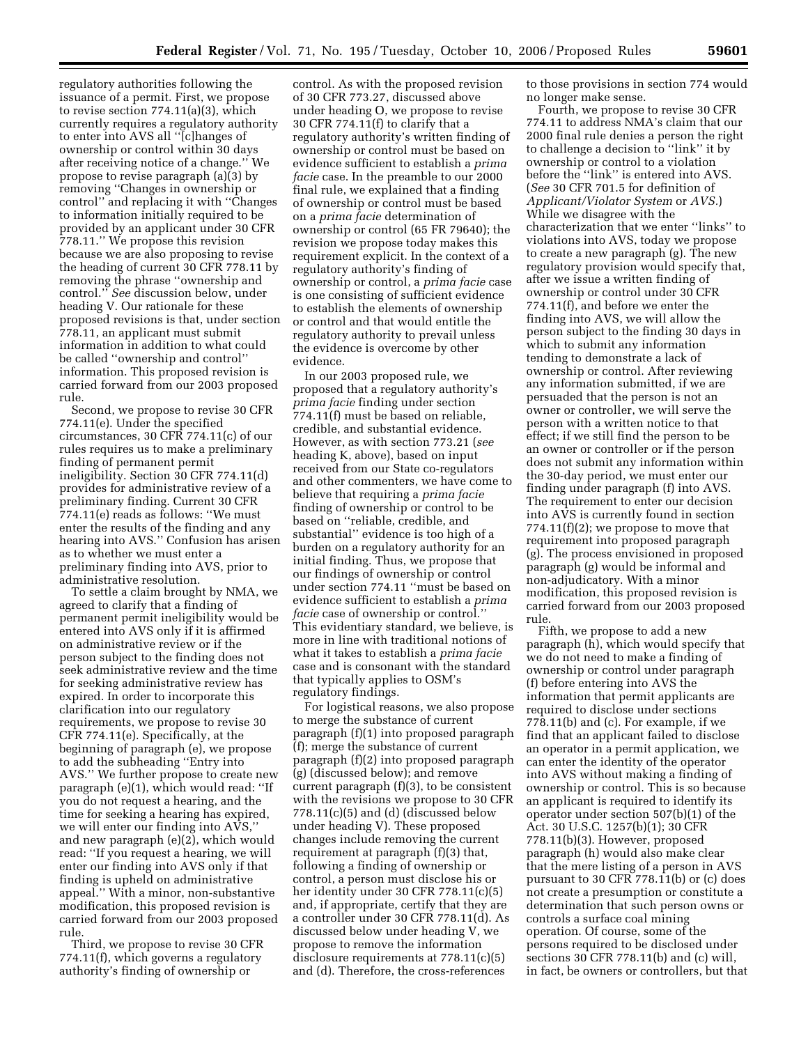regulatory authorities following the issuance of a permit. First, we propose to revise section 774.11(a)(3), which currently requires a regulatory authority to enter into AVS all ''[c]hanges of ownership or control within 30 days after receiving notice of a change.'' We propose to revise paragraph (a)(3) by removing ''Changes in ownership or control'' and replacing it with ''Changes to information initially required to be provided by an applicant under 30 CFR 778.11.'' We propose this revision because we are also proposing to revise the heading of current 30 CFR 778.11 by removing the phrase ''ownership and control.'' *See* discussion below, under heading V. Our rationale for these proposed revisions is that, under section 778.11, an applicant must submit information in addition to what could be called ''ownership and control'' information. This proposed revision is carried forward from our 2003 proposed rule.

Second, we propose to revise 30 CFR 774.11(e). Under the specified circumstances, 30 CFR 774.11(c) of our rules requires us to make a preliminary finding of permanent permit ineligibility. Section 30 CFR 774.11(d) provides for administrative review of a preliminary finding. Current 30 CFR 774.11(e) reads as follows: ''We must enter the results of the finding and any hearing into AVS.'' Confusion has arisen as to whether we must enter a preliminary finding into AVS, prior to administrative resolution.

To settle a claim brought by NMA, we agreed to clarify that a finding of permanent permit ineligibility would be entered into AVS only if it is affirmed on administrative review or if the person subject to the finding does not seek administrative review and the time for seeking administrative review has expired. In order to incorporate this clarification into our regulatory requirements, we propose to revise 30 CFR 774.11(e). Specifically, at the beginning of paragraph (e), we propose to add the subheading ''Entry into AVS.'' We further propose to create new paragraph (e)(1), which would read: ''If you do not request a hearing, and the time for seeking a hearing has expired, we will enter our finding into AVS,'' and new paragraph (e)(2), which would read: ''If you request a hearing, we will enter our finding into AVS only if that finding is upheld on administrative appeal.'' With a minor, non-substantive modification, this proposed revision is carried forward from our 2003 proposed rule.

Third, we propose to revise 30 CFR 774.11(f), which governs a regulatory authority's finding of ownership or control. As with the proposed revision of 30 CFR 773.27, discussed above under heading O, we propose to revise 30 CFR 774.11(f) to clarify that a regulatory authority's written finding of ownership or control must be based on evidence sufficient to establish a *prima facie* case. In the preamble to our 2000 final rule, we explained that a finding of ownership or control must be based on a *prima facie* determination of ownership or control (65 FR 79640); the revision we propose today makes this requirement explicit. In the context of a regulatory authority's finding of ownership or control, a *prima facie* case is one consisting of sufficient evidence to establish the elements of ownership or control and that would entitle the regulatory authority to prevail unless the evidence is overcome by other evidence.

In our 2003 proposed rule, we proposed that a regulatory authority's *prima facie* finding under section 774.11(f) must be based on reliable, credible, and substantial evidence. However, as with section 773.21 (*see* heading K, above), based on input received from our State co-regulators and other commenters, we have come to believe that requiring a *prima facie* finding of ownership or control to be based on ''reliable, credible, and substantial'' evidence is too high of a burden on a regulatory authority for an initial finding. Thus, we propose that our findings of ownership or control under section 774.11 ''must be based on evidence sufficient to establish a *prima facie* case of ownership or control.'' This evidentiary standard, we believe, is more in line with traditional notions of what it takes to establish a *prima facie* case and is consonant with the standard that typically applies to OSM's regulatory findings.

For logistical reasons, we also propose to merge the substance of current paragraph (f)(1) into proposed paragraph (f); merge the substance of current paragraph (f)(2) into proposed paragraph (g) (discussed below); and remove current paragraph (f)(3), to be consistent with the revisions we propose to 30 CFR 778.11(c)(5) and (d) (discussed below under heading V). These proposed changes include removing the current requirement at paragraph (f)(3) that, following a finding of ownership or control, a person must disclose his or her identity under 30 CFR 778.11(c)(5) and, if appropriate, certify that they are a controller under 30 CFR 778.11(d). As discussed below under heading V, we propose to remove the information disclosure requirements at 778.11(c)(5) and (d). Therefore, the cross-references to those provisions in section 774 would no longer make sense.

Fourth, we propose to revise 30 CFR 774.11 to address NMA's claim that our 2000 final rule denies a person the right to challenge a decision to ''link'' it by ownership or control to a violation before the ''link'' is entered into AVS. (*See* 30 CFR 701.5 for definition of *Applicant/Violator System* or *AVS*.) While we disagree with the characterization that we enter ''links'' to violations into AVS, today we propose to create a new paragraph (g). The new regulatory provision would specify that, after we issue a written finding of ownership or control under 30 CFR 774.11(f), and before we enter the finding into AVS, we will allow the person subject to the finding 30 days in which to submit any information tending to demonstrate a lack of ownership or control. After reviewing any information submitted, if we are persuaded that the person is not an owner or controller, we will serve the person with a written notice to that effect; if we still find the person to be an owner or controller or if the person does not submit any information within the 30-day period, we must enter our finding under paragraph (f) into AVS. The requirement to enter our decision into AVS is currently found in section 774.11(f)(2); we propose to move that requirement into proposed paragraph (g). The process envisioned in proposed paragraph (g) would be informal and non-adjudicatory. With a minor modification, this proposed revision is carried forward from our 2003 proposed rule.

Fifth, we propose to add a new paragraph (h), which would specify that we do not need to make a finding of ownership or control under paragraph (f) before entering into AVS the information that permit applicants are required to disclose under sections 778.11(b) and (c). For example, if we find that an applicant failed to disclose an operator in a permit application, we can enter the identity of the operator into AVS without making a finding of ownership or control. This is so because an applicant is required to identify its operator under section 507(b)(1) of the Act. 30 U.S.C. 1257(b)(1); 30 CFR 778.11(b)(3). However, proposed paragraph (h) would also make clear that the mere listing of a person in AVS pursuant to 30 CFR 778.11(b) or (c) does not create a presumption or constitute a determination that such person owns or controls a surface coal mining operation. Of course, some of the persons required to be disclosed under sections 30 CFR 778.11(b) and (c) will, in fact, be owners or controllers, but that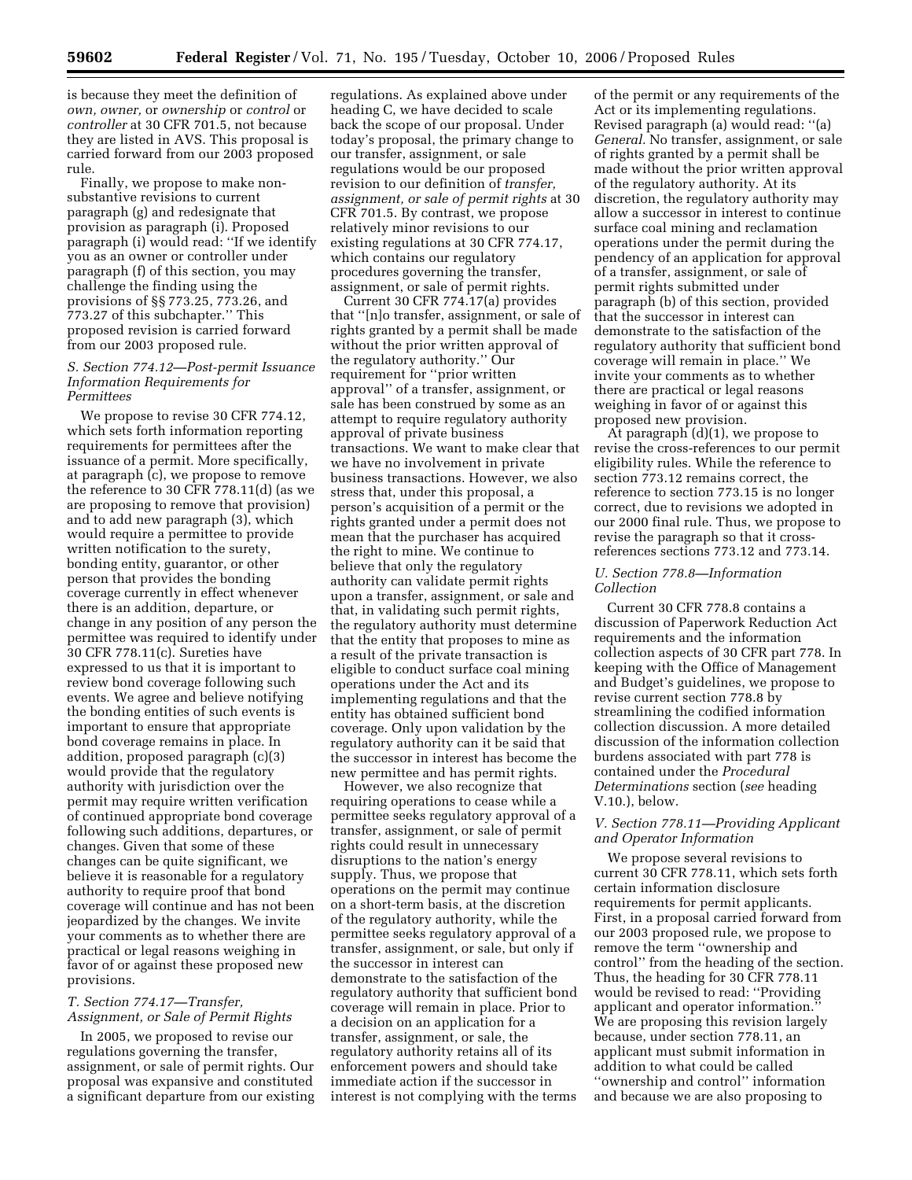is because they meet the definition of *own, owner,* or *ownership* or *control* or *controller* at 30 CFR 701.5, not because they are listed in AVS. This proposal is carried forward from our 2003 proposed rule.

Finally, we propose to make non-substantive revisions to current paragraph (g) and redesignate that provision as paragraph (i). Proposed paragraph (i) would read: ''If we identify you as an owner or controller under paragraph (f) of this section, you may challenge the finding using the provisions of §§ 773.25, 773.26, and 773.27 of this subchapter.'' This proposed revision is carried forward from our 2003 proposed rule.

### *S. Section 774.12—Post-permit Issuance Information Requirements for Permittees*

We propose to revise 30 CFR 774.12, which sets forth information reporting requirements for permittees after the issuance of a permit. More specifically, at paragraph (c), we propose to remove the reference to 30 CFR 778.11(d) (as we are proposing to remove that provision) and to add new paragraph (3), which would require a permittee to provide written notification to the surety, bonding entity, guarantor, or other person that provides the bonding coverage currently in effect whenever there is an addition, departure, or change in any position of any person the permittee was required to identify under 30 CFR 778.11(c). Sureties have expressed to us that it is important to review bond coverage following such events. We agree and believe notifying the bonding entities of such events is important to ensure that appropriate bond coverage remains in place. In addition, proposed paragraph (c)(3) would provide that the regulatory authority with jurisdiction over the permit may require written verification of continued appropriate bond coverage following such additions, departures, or changes. Given that some of these changes can be quite significant, we believe it is reasonable for a regulatory authority to require proof that bond coverage will continue and has not been jeopardized by the changes. We invite your comments as to whether there are practical or legal reasons weighing in favor of or against these proposed new provisions.

### *T. Section 774.17—Transfer, Assignment, or Sale of Permit Rights*

In 2005, we proposed to revise our regulations governing the transfer, assignment, or sale of permit rights. Our proposal was expansive and constituted a significant departure from our existing regulations. As explained above under heading C, we have decided to scale back the scope of our proposal. Under today's proposal, the primary change to our transfer, assignment, or sale regulations would be our proposed revision to our definition of *transfer, assignment, or sale of permit rights* at 30 CFR 701.5. By contrast, we propose relatively minor revisions to our existing regulations at 30 CFR 774.17, which contains our regulatory procedures governing the transfer, assignment, or sale of permit rights.

Current 30 CFR 774.17(a) provides that ''[n]o transfer, assignment, or sale of rights granted by a permit shall be made without the prior written approval of the regulatory authority.'' Our requirement for ''prior written approval'' of a transfer, assignment, or sale has been construed by some as an attempt to require regulatory authority approval of private business transactions. We want to make clear that we have no involvement in private business transactions. However, we also stress that, under this proposal, a person's acquisition of a permit or the rights granted under a permit does not mean that the purchaser has acquired the right to mine. We continue to believe that only the regulatory authority can validate permit rights upon a transfer, assignment, or sale and that, in validating such permit rights, the regulatory authority must determine that the entity that proposes to mine as a result of the private transaction is eligible to conduct surface coal mining operations under the Act and its implementing regulations and that the entity has obtained sufficient bond coverage. Only upon validation by the regulatory authority can it be said that the successor in interest has become the new permittee and has permit rights.

However, we also recognize that requiring operations to cease while a permittee seeks regulatory approval of a transfer, assignment, or sale of permit rights could result in unnecessary disruptions to the nation's energy supply. Thus, we propose that operations on the permit may continue on a short-term basis, at the discretion of the regulatory authority, while the permittee seeks regulatory approval of a transfer, assignment, or sale, but only if the successor in interest can demonstrate to the satisfaction of the regulatory authority that sufficient bond coverage will remain in place. Prior to a decision on an application for a transfer, assignment, or sale, the regulatory authority retains all of its enforcement powers and should take immediate action if the successor in interest is not complying with the terms of the permit or any requirements of the Act or its implementing regulations. Revised paragraph (a) would read: ''(a) *General.* No transfer, assignment, or sale of rights granted by a permit shall be made without the prior written approval of the regulatory authority. At its discretion, the regulatory authority may allow a successor in interest to continue surface coal mining and reclamation operations under the permit during the pendency of an application for approval of a transfer, assignment, or sale of permit rights submitted under paragraph (b) of this section, provided that the successor in interest can demonstrate to the satisfaction of the regulatory authority that sufficient bond coverage will remain in place.'' We invite your comments as to whether there are practical or legal reasons weighing in favor of or against this proposed new provision.

At paragraph (d)(1), we propose to revise the cross-references to our permit eligibility rules. While the reference to section 773.12 remains correct, the reference to section 773.15 is no longer correct, due to revisions we adopted in our 2000 final rule. Thus, we propose to revise the paragraph so that it cross-references sections 773.12 and 773.14.

### *U. Section 778.8—Information Collection*

Current 30 CFR 778.8 contains a discussion of Paperwork Reduction Act requirements and the information collection aspects of 30 CFR part 778. In keeping with the Office of Management and Budget's guidelines, we propose to revise current section 778.8 by streamlining the codified information collection discussion. A more detailed discussion of the information collection burdens associated with part 778 is contained under the *Procedural Determinations* section (*see* heading V.10.), below.

### *V. Section 778.11—Providing Applicant and Operator Information*

We propose several revisions to current 30 CFR 778.11, which sets forth certain information disclosure requirements for permit applicants. First, in a proposal carried forward from our 2003 proposed rule, we propose to remove the term ''ownership and control'' from the heading of the section. Thus, the heading for 30 CFR 778.11 would be revised to read: ''Providing applicant and operator information.'' We are proposing this revision largely because, under section 778.11, an applicant must submit information in addition to what could be called ''ownership and control'' information and because we are also proposing to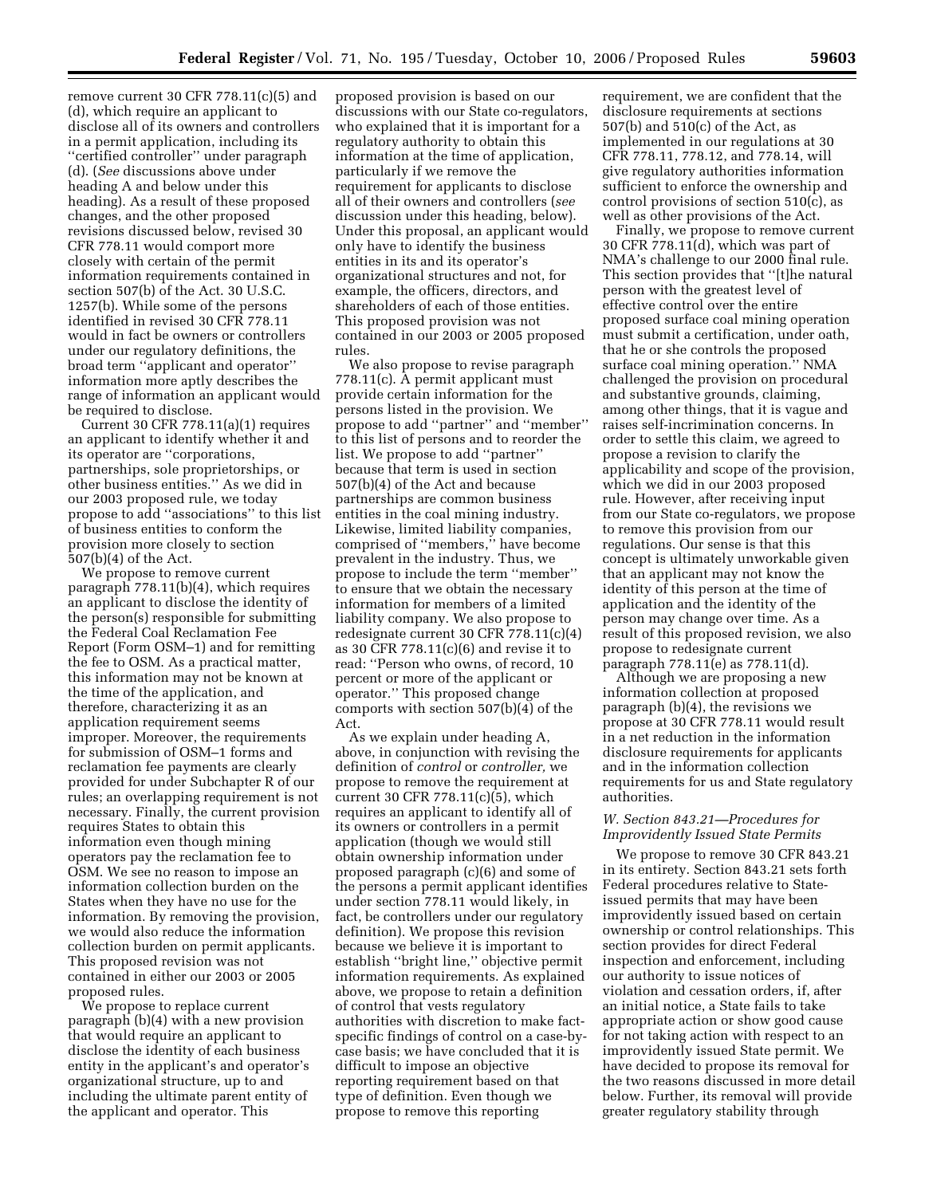remove current 30 CFR 778.11(c)(5) and (d), which require an applicant to disclose all of its owners and controllers in a permit application, including its ''certified controller'' under paragraph (d). (*See* discussions above under heading A and below under this heading). As a result of these proposed changes, and the other proposed revisions discussed below, revised 30 CFR 778.11 would comport more closely with certain of the permit information requirements contained in section 507(b) of the Act. 30 U.S.C. 1257(b). While some of the persons identified in revised 30 CFR 778.11 would in fact be owners or controllers under our regulatory definitions, the broad term ''applicant and operator'' information more aptly describes the range of information an applicant would be required to disclose.

Current 30 CFR 778.11(a)(1) requires an applicant to identify whether it and its operator are ''corporations, partnerships, sole proprietorships, or other business entities.'' As we did in our 2003 proposed rule, we today propose to add ''associations'' to this list of business entities to conform the provision more closely to section 507(b)(4) of the Act.

We propose to remove current paragraph 778.11(b)(4), which requires an applicant to disclose the identity of the person(s) responsible for submitting the Federal Coal Reclamation Fee Report (Form OSM–1) and for remitting the fee to OSM. As a practical matter, this information may not be known at the time of the application, and therefore, characterizing it as an application requirement seems improper. Moreover, the requirements for submission of OSM–1 forms and reclamation fee payments are clearly provided for under Subchapter R of our rules; an overlapping requirement is not necessary. Finally, the current provision requires States to obtain this information even though mining operators pay the reclamation fee to OSM. We see no reason to impose an information collection burden on the States when they have no use for the information. By removing the provision, we would also reduce the information collection burden on permit applicants. This proposed revision was not contained in either our 2003 or 2005 proposed rules.

We propose to replace current paragraph (b)(4) with a new provision that would require an applicant to disclose the identity of each business entity in the applicant's and operator's organizational structure, up to and including the ultimate parent entity of the applicant and operator. This proposed provision is based on our discussions with our State co-regulators, who explained that it is important for a regulatory authority to obtain this information at the time of application, particularly if we remove the requirement for applicants to disclose all of their owners and controllers (*see* discussion under this heading, below). Under this proposal, an applicant would only have to identify the business entities in its and its operator's organizational structures and not, for example, the officers, directors, and shareholders of each of those entities. This proposed provision was not contained in our 2003 or 2005 proposed rules.

We also propose to revise paragraph 778.11(c). A permit applicant must provide certain information for the persons listed in the provision. We propose to add ''partner'' and ''member'' to this list of persons and to reorder the list. We propose to add ''partner'' because that term is used in section 507(b)(4) of the Act and because partnerships are common business entities in the coal mining industry. Likewise, limited liability companies, comprised of ''members,'' have become prevalent in the industry. Thus, we propose to include the term ''member'' to ensure that we obtain the necessary information for members of a limited liability company. We also propose to redesignate current 30 CFR 778.11(c)(4) as 30 CFR 778.11(c)(6) and revise it to read: ''Person who owns, of record, 10 percent or more of the applicant or operator.'' This proposed change comports with section 507(b)(4) of the Act.

As we explain under heading A, above, in conjunction with revising the definition of *control* or *controller,* we propose to remove the requirement at current 30 CFR 778.11(c)(5), which requires an applicant to identify all of its owners or controllers in a permit application (though we would still obtain ownership information under proposed paragraph (c)(6) and some of the persons a permit applicant identifies under section 778.11 would likely, in fact, be controllers under our regulatory definition). We propose this revision because we believe it is important to establish ''bright line,'' objective permit information requirements. As explained above, we propose to retain a definition of control that vests regulatory authorities with discretion to make fact-specific findings of control on a case-by-case basis; we have concluded that it is difficult to impose an objective reporting requirement based on that type of definition. Even though we propose to remove this reporting requirement, we are confident that the disclosure requirements at sections 507(b) and 510(c) of the Act, as implemented in our regulations at 30 CFR 778.11, 778.12, and 778.14, will give regulatory authorities information sufficient to enforce the ownership and control provisions of section 510(c), as well as other provisions of the Act.

Finally, we propose to remove current 30 CFR 778.11(d), which was part of NMA's challenge to our 2000 final rule. This section provides that ''[t]he natural person with the greatest level of effective control over the entire proposed surface coal mining operation must submit a certification, under oath, that he or she controls the proposed surface coal mining operation.'' NMA challenged the provision on procedural and substantive grounds, claiming, among other things, that it is vague and raises self-incrimination concerns. In order to settle this claim, we agreed to propose a revision to clarify the applicability and scope of the provision, which we did in our 2003 proposed rule. However, after receiving input from our State co-regulators, we propose to remove this provision from our regulations. Our sense is that this concept is ultimately unworkable given that an applicant may not know the identity of this person at the time of application and the identity of the person may change over time. As a result of this proposed revision, we also propose to redesignate current paragraph 778.11(e) as 778.11(d).

Although we are proposing a new information collection at proposed paragraph (b)(4), the revisions we propose at 30 CFR 778.11 would result in a net reduction in the information disclosure requirements for applicants and in the information collection requirements for us and State regulatory authorities.

### *W. Section 843.21—Procedures for Improvidently Issued State Permits*

We propose to remove 30 CFR 843.21 in its entirety. Section 843.21 sets forth Federal procedures relative to State-issued permits that may have been improvidently issued based on certain ownership or control relationships. This section provides for direct Federal inspection and enforcement, including our authority to issue notices of violation and cessation orders, if, after an initial notice, a State fails to take appropriate action or show good cause for not taking action with respect to an improvidently issued State permit. We have decided to propose its removal for the two reasons discussed in more detail below. Further, its removal will provide greater regulatory stability through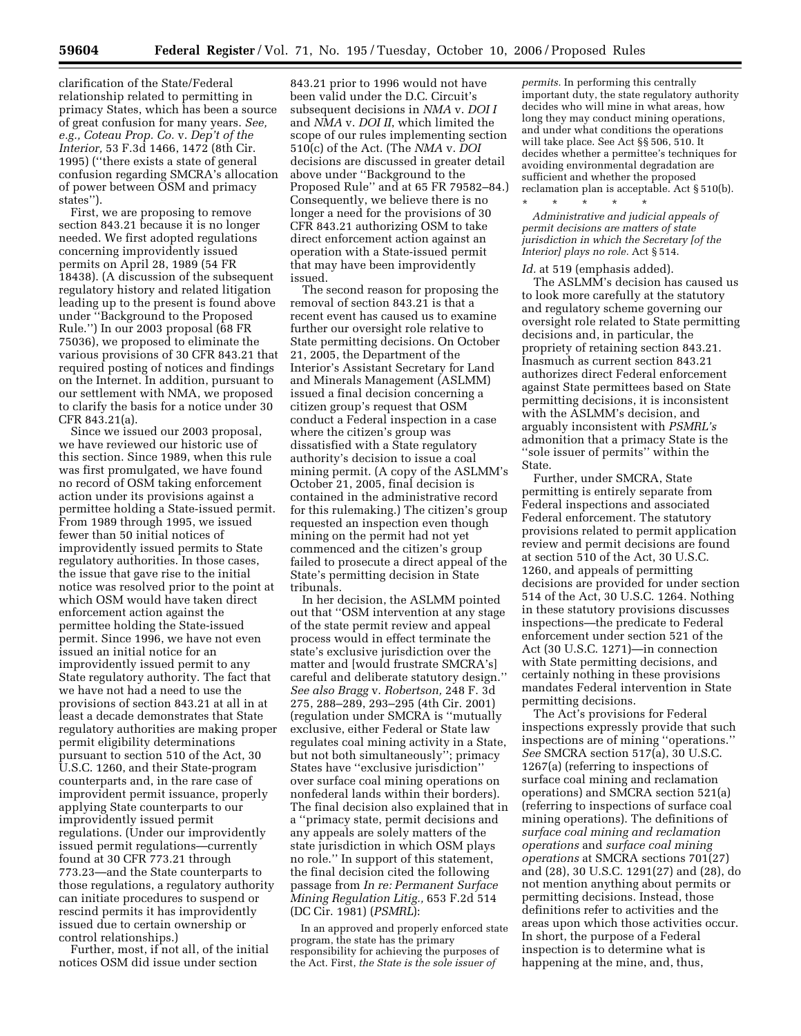clarification of the State/Federal relationship related to permitting in primacy States, which has been a source of great confusion for many years. *See, e.g., Coteau Prop. Co.* v. *Dep't of the Interior,* 53 F.3d 1466, 1472 (8th Cir. 1995) (''there exists a state of general confusion regarding SMCRA's allocation of power between OSM and primacy states'').

First, we are proposing to remove section 843.21 because it is no longer needed. We first adopted regulations concerning improvidently issued permits on April 28, 1989 (54 FR 18438). (A discussion of the subsequent regulatory history and related litigation leading up to the present is found above under ''Background to the Proposed Rule.'') In our 2003 proposal (68 FR 75036), we proposed to eliminate the various provisions of 30 CFR 843.21 that required posting of notices and findings on the Internet. In addition, pursuant to our settlement with NMA, we proposed to clarify the basis for a notice under 30 CFR 843.21(a).

Since we issued our 2003 proposal, we have reviewed our historic use of this section. Since 1989, when this rule was first promulgated, we have found no record of OSM taking enforcement action under its provisions against a permittee holding a State-issued permit. From 1989 through 1995, we issued fewer than 50 initial notices of improvidently issued permits to State regulatory authorities. In those cases, the issue that gave rise to the initial notice was resolved prior to the point at which OSM would have taken direct enforcement action against the permittee holding the State-issued permit. Since 1996, we have not even issued an initial notice for an improvidently issued permit to any State regulatory authority. The fact that we have not had a need to use the provisions of section 843.21 at all in at least a decade demonstrates that State regulatory authorities are making proper permit eligibility determinations pursuant to section 510 of the Act, 30 U.S.C. 1260, and their State-program counterparts and, in the rare case of improvident permit issuance, properly applying State counterparts to our improvidently issued permit regulations. (Under our improvidently issued permit regulations—currently found at 30 CFR 773.21 through 773.23—and the State counterparts to those regulations, a regulatory authority can initiate procedures to suspend or rescind permits it has improvidently issued due to certain ownership or control relationships.)

Further, most, if not all, of the initial notices OSM did issue under section 843.21 prior to 1996 would not have been valid under the D.C. Circuit's subsequent decisions in *NMA* v. *DOI I* and *NMA* v. *DOI II,* which limited the scope of our rules implementing section 510(c) of the Act. (The *NMA* v. *DOI* decisions are discussed in greater detail above under ''Background to the Proposed Rule'' and at 65 FR 79582–84.) Consequently, we believe there is no longer a need for the provisions of 30 CFR 843.21 authorizing OSM to take direct enforcement action against an operation with a State-issued permit that may have been improvidently issued.

The second reason for proposing the removal of section 843.21 is that a recent event has caused us to examine further our oversight role relative to State permitting decisions. On October 21, 2005, the Department of the Interior's Assistant Secretary for Land and Minerals Management (ASLMM) issued a final decision concerning a citizen group's request that OSM conduct a Federal inspection in a case where the citizen's group was dissatisfied with a State regulatory authority's decision to issue a coal mining permit. (A copy of the ASLMM's October 21, 2005, final decision is contained in the administrative record for this rulemaking.) The citizen's group requested an inspection even though mining on the permit had not yet commenced and the citizen's group failed to prosecute a direct appeal of the State's permitting decision in State tribunals.

In her decision, the ASLMM pointed out that ''OSM intervention at any stage of the state permit review and appeal process would in effect terminate the state's exclusive jurisdiction over the matter and [would frustrate SMCRA's] careful and deliberate statutory design.'' *See also Bragg* v. *Robertson,* 248 F. 3d 275, 288–289, 293–295 (4th Cir. 2001) (regulation under SMCRA is ''mutually exclusive, either Federal or State law regulates coal mining activity in a State, but not both simultaneously''; primacy States have ''exclusive jurisdiction'' over surface coal mining operations on nonfederal lands within their borders). The final decision also explained that in a ''primacy state, permit decisions and any appeals are solely matters of the state jurisdiction in which OSM plays no role.'' In support of this statement, the final decision cited the following passage from *In re: Permanent Surface Mining Regulation Litig.,* 653 F.2d 514 (DC Cir. 1981) (*PSMRL*):

> In an approved and properly enforced state program, the state has the primary responsibility for achieving the purposes of the Act. First, *the State is the sole issuer of permits.* In performing this centrally important duty, the state regulatory authority decides who will mine in what areas, how long they may conduct mining operations, and under what conditions the operations will take place. See Act §§ 506, 510. It decides whether a permittee's techniques for avoiding environmental degradation are sufficient and whether the proposed reclamation plan is acceptable. Act § 510(b).
>
> \* \* \* \* \*
>
> *Administrative and judicial appeals of permit decisions are matters of state jurisdiction in which the Secretary [of the Interior] plays no role.* Act § 514.

*Id.* at 519 (emphasis added).

The ASLMM's decision has caused us to look more carefully at the statutory and regulatory scheme governing our oversight role related to State permitting decisions and, in particular, the propriety of retaining section 843.21. Inasmuch as current section 843.21 authorizes direct Federal enforcement against State permittees based on State permitting decisions, it is inconsistent with the ASLMM's decision, and arguably inconsistent with *PSMRL's* admonition that a primacy State is the ''sole issuer of permits'' within the State.

Further, under SMCRA, State permitting is entirely separate from Federal inspections and associated Federal enforcement. The statutory provisions related to permit application review and permit decisions are found at section 510 of the Act, 30 U.S.C. 1260, and appeals of permitting decisions are provided for under section 514 of the Act, 30 U.S.C. 1264. Nothing in these statutory provisions discusses inspections—the predicate to Federal enforcement under section 521 of the Act (30 U.S.C. 1271)—in connection with State permitting decisions, and certainly nothing in these provisions mandates Federal intervention in State permitting decisions.

The Act's provisions for Federal inspections expressly provide that such inspections are of mining ''operations.'' *See* SMCRA section 517(a), 30 U.S.C. 1267(a) (referring to inspections of surface coal mining and reclamation operations) and SMCRA section 521(a) (referring to inspections of surface coal mining operations). The definitions of *surface coal mining and reclamation operations* and *surface coal mining operations* at SMCRA sections 701(27) and (28), 30 U.S.C. 1291(27) and (28), do not mention anything about permits or permitting decisions. Instead, those definitions refer to activities and the areas upon which those activities occur. In short, the purpose of a Federal inspection is to determine what is happening at the mine, and, thus,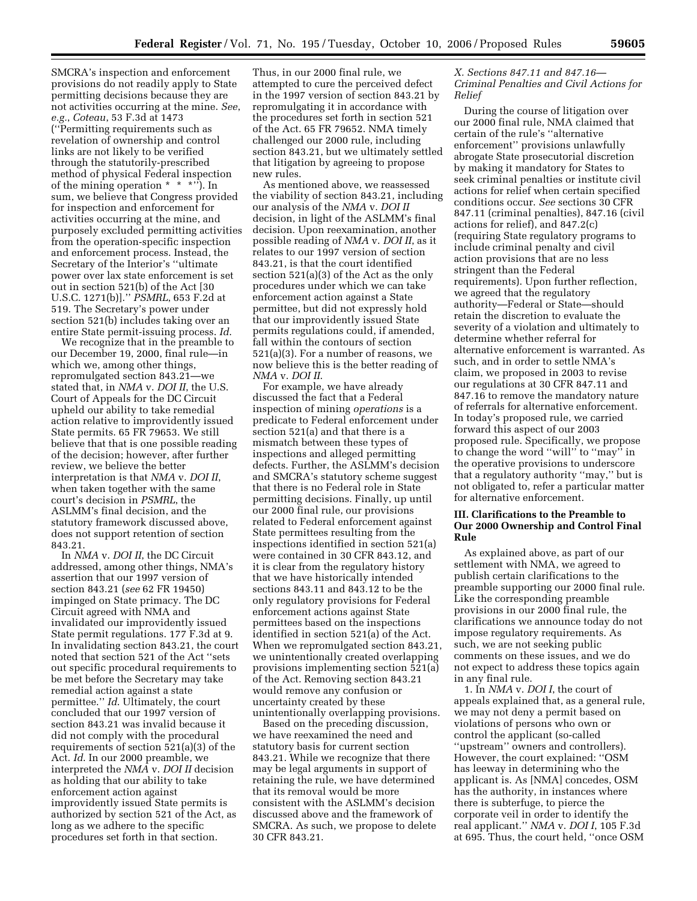SMCRA's inspection and enforcement provisions do not readily apply to State permitting decisions because they are not activities occurring at the mine. *See*, *e.g.*, *Coteau*, 53 F.3d at 1473 (''Permitting requirements such as revelation of ownership and control links are not likely to be verified through the statutorily-prescribed method of physical Federal inspection of the mining operation * * *''). In sum, we believe that Congress provided for inspection and enforcement for activities occurring at the mine, and purposely excluded permitting activities from the operation-specific inspection and enforcement process. Instead, the Secretary of the Interior's ''ultimate power over lax state enforcement is set out in section 521(b) of the Act [30 U.S.C. 1271(b)].'' *PSMRL*, 653 F.2d at 519. The Secretary's power under section 521(b) includes taking over an entire State permit-issuing process. *Id.*

We recognize that in the preamble to our December 19, 2000, final rule—in which we, among other things, repromulgated section 843.21—we stated that, in *NMA* v. *DOI II*, the U.S. Court of Appeals for the DC Circuit upheld our ability to take remedial action relative to improvidently issued State permits. 65 FR 79653. We still believe that that is one possible reading of the decision; however, after further review, we believe the better interpretation is that *NMA* v. *DOI II*, when taken together with the same court's decision in *PSMRL*, the ASLMM's final decision, and the statutory framework discussed above, does not support retention of section 843.21.

In *NMA* v. *DOI II*, the DC Circuit addressed, among other things, NMA's assertion that our 1997 version of section 843.21 (*see* 62 FR 19450) impinged on State primacy. The DC Circuit agreed with NMA and invalidated our improvidently issued State permit regulations. 177 F.3d at 9. In invalidating section 843.21, the court noted that section 521 of the Act ''sets out specific procedural requirements to be met before the Secretary may take remedial action against a state permittee.'' *Id.* Ultimately, the court concluded that our 1997 version of section 843.21 was invalid because it did not comply with the procedural requirements of section 521(a)(3) of the Act. *Id.* In our 2000 preamble, we interpreted the *NMA* v. *DOI II* decision as holding that our ability to take enforcement action against improvidently issued State permits is authorized by section 521 of the Act, as long as we adhere to the specific procedures set forth in that section. Thus, in our 2000 final rule, we attempted to cure the perceived defect in the 1997 version of section 843.21 by repromulgating it in accordance with the procedures set forth in section 521 of the Act. 65 FR 79652. NMA timely challenged our 2000 rule, including section 843.21, but we ultimately settled that litigation by agreeing to propose new rules.

As mentioned above, we reassessed the viability of section 843.21, including our analysis of the *NMA* v. *DOI II* decision, in light of the ASLMM's final decision. Upon reexamination, another possible reading of *NMA* v. *DOI II*, as it relates to our 1997 version of section 843.21, is that the court identified section 521(a)(3) of the Act as the only procedures under which we can take enforcement action against a State permittee, but did not expressly hold that our improvidently issued State permits regulations could, if amended, fall within the contours of section 521(a)(3). For a number of reasons, we now believe this is the better reading of *NMA* v. *DOI II*.

For example, we have already discussed the fact that a Federal inspection of mining *operations* is a predicate to Federal enforcement under section 521(a) and that there is a mismatch between these types of inspections and alleged permitting defects. Further, the ASLMM's decision and SMCRA's statutory scheme suggest that there is no Federal role in State permitting decisions. Finally, up until our 2000 final rule, our provisions related to Federal enforcement against State permittees resulting from the inspections identified in section 521(a) were contained in 30 CFR 843.12, and it is clear from the regulatory history that we have historically intended sections 843.11 and 843.12 to be the only regulatory provisions for Federal enforcement actions against State permittees based on the inspections identified in section 521(a) of the Act. When we repromulgated section 843.21, we unintentionally created overlapping provisions implementing section 521(a) of the Act. Removing section 843.21 would remove any confusion or uncertainty created by these unintentionally overlapping provisions.

Based on the preceding discussion, we have reexamined the need and statutory basis for current section 843.21. While we recognize that there may be legal arguments in support of retaining the rule, we have determined that its removal would be more consistent with the ASLMM's decision discussed above and the framework of SMCRA. As such, we propose to delete 30 CFR 843.21.

### *X. Sections 847.11 and 847.16—Criminal Penalties and Civil Actions for Relief*

During the course of litigation over our 2000 final rule, NMA claimed that certain of the rule's ''alternative enforcement'' provisions unlawfully abrogate State prosecutorial discretion by making it mandatory for States to seek criminal penalties or institute civil actions for relief when certain specified conditions occur. *See* sections 30 CFR 847.11 (criminal penalties), 847.16 (civil actions for relief), and 847.2(c) (requiring State regulatory programs to include criminal penalty and civil action provisions that are no less stringent than the Federal requirements). Upon further reflection, we agreed that the regulatory authority—Federal or State—should retain the discretion to evaluate the severity of a violation and ultimately to determine whether referral for alternative enforcement is warranted. As such, and in order to settle NMA's claim, we proposed in 2003 to revise our regulations at 30 CFR 847.11 and 847.16 to remove the mandatory nature of referrals for alternative enforcement. In today's proposed rule, we carried forward this aspect of our 2003 proposed rule. Specifically, we propose to change the word ''will'' to ''may'' in the operative provisions to underscore that a regulatory authority ''may,'' but is not obligated to, refer a particular matter for alternative enforcement.

## III. Clarifications to the Preamble to Our 2000 Ownership and Control Final Rule

As explained above, as part of our settlement with NMA, we agreed to publish certain clarifications to the preamble supporting our 2000 final rule. Like the corresponding preamble provisions in our 2000 final rule, the clarifications we announce today do not impose regulatory requirements. As such, we are not seeking public comments on these issues, and we do not expect to address these topics again in any final rule.

1. In *NMA* v. *DOI I*, the court of appeals explained that, as a general rule, we may not deny a permit based on violations of persons who own or control the applicant (so-called ''upstream'' owners and controllers). However, the court explained: ''OSM has leeway in determining who the applicant is. As [NMA] concedes, OSM has the authority, in instances where there is subterfuge, to pierce the corporate veil in order to identify the real applicant.'' *NMA* v. *DOI I*, 105 F.3d at 695. Thus, the court held, ''once OSM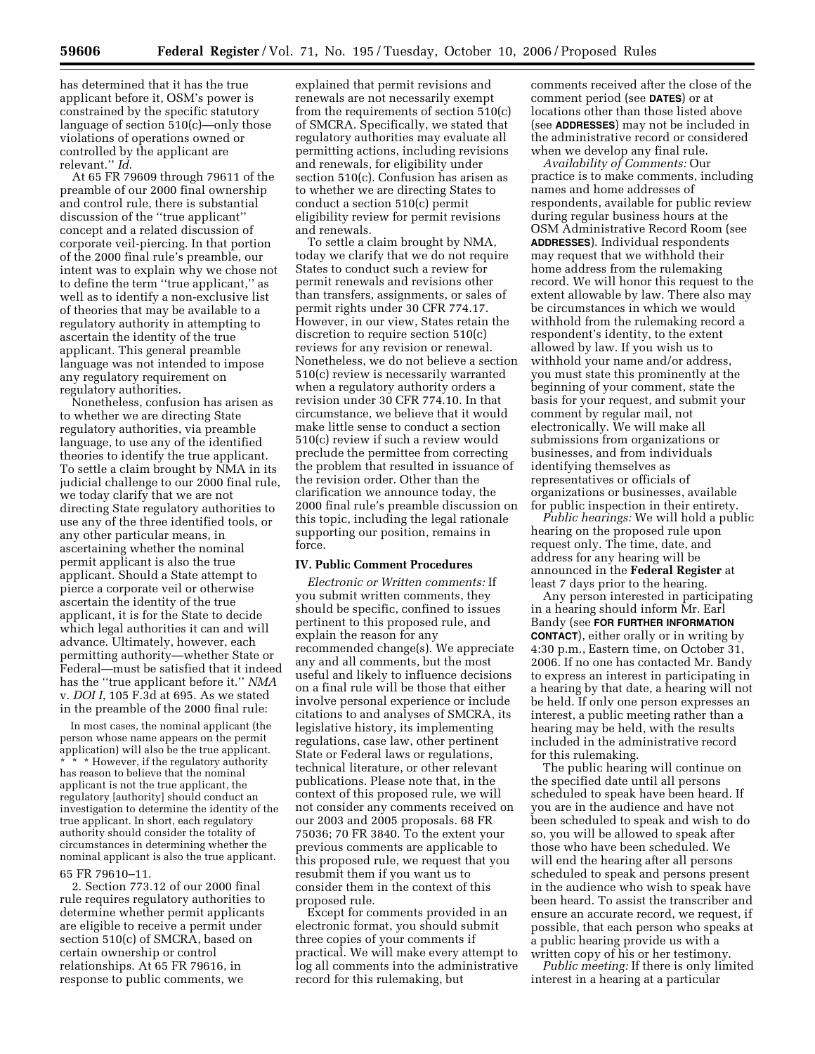has determined that it has the true applicant before it, OSM's power is constrained by the specific statutory language of section 510(c)—only those violations of operations owned or controlled by the applicant are relevant.'' *Id.*

At 65 FR 79609 through 79611 of the preamble of our 2000 final ownership and control rule, there is substantial discussion of the ''true applicant'' concept and a related discussion of corporate veil-piercing. In that portion of the 2000 final rule's preamble, our intent was to explain why we chose not to define the term ''true applicant,'' as well as to identify a non-exclusive list of theories that may be available to a regulatory authority in attempting to ascertain the identity of the true applicant. This general preamble language was not intended to impose any regulatory requirement on regulatory authorities.

Nonetheless, confusion has arisen as to whether we are directing State regulatory authorities, via preamble language, to use any of the identified theories to identify the true applicant. To settle a claim brought by NMA in its judicial challenge to our 2000 final rule, we today clarify that we are not directing State regulatory authorities to use any of the three identified tools, or any other particular means, in ascertaining whether the nominal permit applicant is also the true applicant. Should a State attempt to pierce a corporate veil or otherwise ascertain the identity of the true applicant, it is for the State to decide which legal authorities it can and will advance. Ultimately, however, each permitting authority—whether State or Federal—must be satisfied that it indeed has the ''true applicant before it.'' *NMA* v. *DOI I*, 105 F.3d at 695. As we stated in the preamble of the 2000 final rule:

> In most cases, the nominal applicant (the person whose name appears on the permit application) will also be the true applicant. * * * However, if the regulatory authority has reason to believe that the nominal applicant is not the true applicant, the regulatory [authority] should conduct an investigation to determine the identity of the true applicant. In short, each regulatory authority should consider the totality of circumstances in determining whether the nominal applicant is also the true applicant.

65 FR 79610–11.

2. Section 773.12 of our 2000 final rule requires regulatory authorities to determine whether permit applicants are eligible to receive a permit under section 510(c) of SMCRA, based on certain ownership or control relationships. At 65 FR 79616, in response to public comments, we explained that permit revisions and renewals are not necessarily exempt from the requirements of section 510(c) of SMCRA. Specifically, we stated that regulatory authorities may evaluate all permitting actions, including revisions and renewals, for eligibility under section 510(c). Confusion has arisen as to whether we are directing States to conduct a section 510(c) permit eligibility review for permit revisions and renewals.

To settle a claim brought by NMA, today we clarify that we do not require States to conduct such a review for permit renewals and revisions other than transfers, assignments, or sales of permit rights under 30 CFR 774.17. However, in our view, States retain the discretion to require section 510(c) reviews for any revision or renewal. Nonetheless, we do not believe a section 510(c) review is necessarily warranted when a regulatory authority orders a revision under 30 CFR 774.10. In that circumstance, we believe that it would make little sense to conduct a section 510(c) review if such a review would preclude the permittee from correcting the problem that resulted in issuance of the revision order. Other than the clarification we announce today, the 2000 final rule's preamble discussion on this topic, including the legal rationale supporting our position, remains in force.

## IV. Public Comment Procedures

*Electronic or Written comments:* If you submit written comments, they should be specific, confined to issues pertinent to this proposed rule, and explain the reason for any recommended change(s). We appreciate any and all comments, but the most useful and likely to influence decisions on a final rule will be those that either involve personal experience or include citations to and analyses of SMCRA, its legislative history, its implementing regulations, case law, other pertinent State or Federal laws or regulations, technical literature, or other relevant publications. Please note that, in the context of this proposed rule, we will not consider any comments received on our 2003 and 2005 proposals. 68 FR 75036; 70 FR 3840. To the extent your previous comments are applicable to this proposed rule, we request that you resubmit them if you want us to consider them in the context of this proposed rule.

Except for comments provided in an electronic format, you should submit three copies of your comments if practical. We will make every attempt to log all comments into the administrative record for this rulemaking, but comments received after the close of the comment period (see **DATES**) or at locations other than those listed above (see **ADDRESSES**) may not be included in the administrative record or considered when we develop any final rule.

*Availability of Comments:* Our practice is to make comments, including names and home addresses of respondents, available for public review during regular business hours at the OSM Administrative Record Room (see **ADDRESSES**). Individual respondents may request that we withhold their home address from the rulemaking record. We will honor this request to the extent allowable by law. There also may be circumstances in which we would withhold from the rulemaking record a respondent's identity, to the extent allowed by law. If you wish us to withhold your name and/or address, you must state this prominently at the beginning of your comment, state the basis for your request, and submit your comment by regular mail, not electronically. We will make all submissions from organizations or businesses, and from individuals identifying themselves as representatives or officials of organizations or businesses, available for public inspection in their entirety.

*Public hearings:* We will hold a public hearing on the proposed rule upon request only. The time, date, and address for any hearing will be announced in the **Federal Register** at least 7 days prior to the hearing.

Any person interested in participating in a hearing should inform Mr. Earl Bandy (see **FOR FURTHER INFORMATION CONTACT**), either orally or in writing by 4:30 p.m., Eastern time, on October 31, 2006. If no one has contacted Mr. Bandy to express an interest in participating in a hearing by that date, a hearing will not be held. If only one person expresses an interest, a public meeting rather than a hearing may be held, with the results included in the administrative record for this rulemaking.

The public hearing will continue on the specified date until all persons scheduled to speak have been heard. If you are in the audience and have not been scheduled to speak and wish to do so, you will be allowed to speak after those who have been scheduled. We will end the hearing after all persons scheduled to speak and persons present in the audience who wish to speak have been heard. To assist the transcriber and ensure an accurate record, we request, if possible, that each person who speaks at a public hearing provide us with a written copy of his or her testimony.

*Public meeting:* If there is only limited interest in a hearing at a particular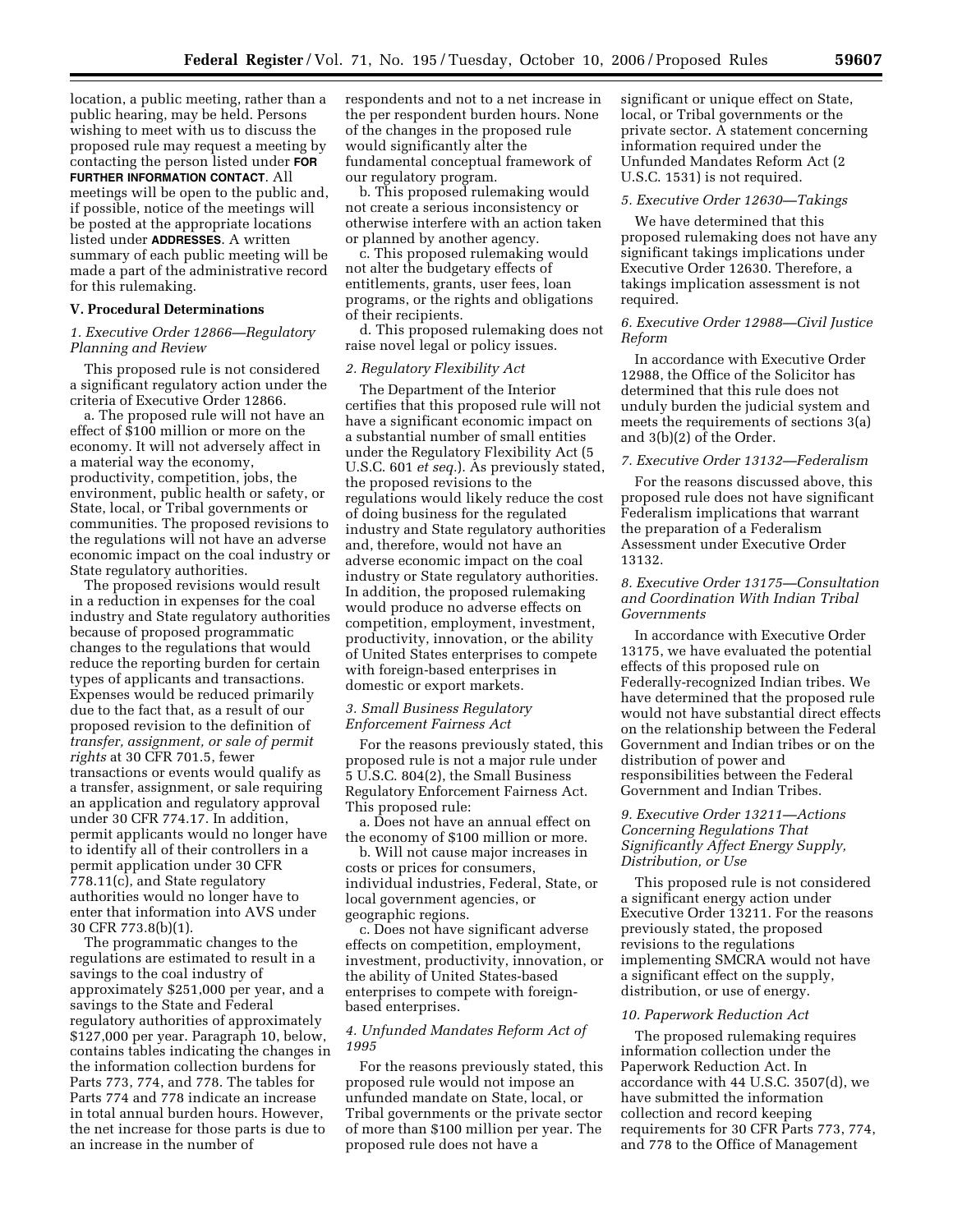location, a public meeting, rather than a public hearing, may be held. Persons wishing to meet with us to discuss the proposed rule may request a meeting by contacting the person listed under **FOR FURTHER INFORMATION CONTACT**. All meetings will be open to the public and, if possible, notice of the meetings will be posted at the appropriate locations listed under **ADDRESSES**. A written summary of each public meeting will be made a part of the administrative record for this rulemaking.

### V. Procedural Determinations

#### *1. Executive Order 12866—Regulatory Planning and Review*

This proposed rule is not considered a significant regulatory action under the criteria of Executive Order 12866.

a. The proposed rule will not have an effect of $100 million or more on the economy. It will not adversely affect in a material way the economy, productivity, competition, jobs, the environment, public health or safety, or State, local, or Tribal governments or communities. The proposed revisions to the regulations will not have an adverse economic impact on the coal industry or State regulatory authorities.

The proposed revisions would result in a reduction in expenses for the coal industry and State regulatory authorities because of proposed programmatic changes to the regulations that would reduce the reporting burden for certain types of applicants and transactions. Expenses would be reduced primarily due to the fact that, as a result of our proposed revision to the definition of *transfer, assignment, or sale of permit rights* at 30 CFR 701.5, fewer transactions or events would qualify as a transfer, assignment, or sale requiring an application and regulatory approval under 30 CFR 774.17. In addition, permit applicants would no longer have to identify all of their controllers in a permit application under 30 CFR 778.11(c), and State regulatory authorities would no longer have to enter that information into AVS under 30 CFR 773.8(b)(1).

The programmatic changes to the regulations are estimated to result in a savings to the coal industry of approximately $251,000 per year, and a savings to the State and Federal regulatory authorities of approximately $127,000 per year. Paragraph 10, below, contains tables indicating the changes in the information collection burdens for Parts 773, 774, and 778. The tables for Parts 774 and 778 indicate an increase in total annual burden hours. However, the net increase for those parts is due to an increase in the number of respondents and not to a net increase in the per respondent burden hours. None of the changes in the proposed rule would significantly alter the fundamental conceptual framework of our regulatory program.

b. This proposed rulemaking would not create a serious inconsistency or otherwise interfere with an action taken or planned by another agency.

c. This proposed rulemaking would not alter the budgetary effects of entitlements, grants, user fees, loan programs, or the rights and obligations of their recipients.

d. This proposed rulemaking does not raise novel legal or policy issues.

#### *2. Regulatory Flexibility Act*

The Department of the Interior certifies that this proposed rule will not have a significant economic impact on a substantial number of small entities under the Regulatory Flexibility Act (5 U.S.C. 601 *et seq.*). As previously stated, the proposed revisions to the regulations would likely reduce the cost of doing business for the regulated industry and State regulatory authorities and, therefore, would not have an adverse economic impact on the coal industry or State regulatory authorities. In addition, the proposed rulemaking would produce no adverse effects on competition, employment, investment, productivity, innovation, or the ability of United States enterprises to compete with foreign-based enterprises in domestic or export markets.

#### *3. Small Business Regulatory Enforcement Fairness Act*

For the reasons previously stated, this proposed rule is not a major rule under 5 U.S.C. 804(2), the Small Business Regulatory Enforcement Fairness Act. This proposed rule:

a. Does not have an annual effect on the economy of $100 million or more.

b. Will not cause major increases in costs or prices for consumers, individual industries, Federal, State, or local government agencies, or geographic regions.

c. Does not have significant adverse effects on competition, employment, investment, productivity, innovation, or the ability of United States-based enterprises to compete with foreign-based enterprises.

#### *4. Unfunded Mandates Reform Act of 1995*

For the reasons previously stated, this proposed rule would not impose an unfunded mandate on State, local, or Tribal governments or the private sector of more than $100 million per year. The proposed rule does not have a significant or unique effect on State, local, or Tribal governments or the private sector. A statement concerning information required under the Unfunded Mandates Reform Act (2 U.S.C. 1531) is not required.

#### *5. Executive Order 12630—Takings*

We have determined that this proposed rulemaking does not have any significant takings implications under Executive Order 12630. Therefore, a takings implication assessment is not required.

#### *6. Executive Order 12988—Civil Justice Reform*

In accordance with Executive Order 12988, the Office of the Solicitor has determined that this rule does not unduly burden the judicial system and meets the requirements of sections 3(a) and 3(b)(2) of the Order.

#### *7. Executive Order 13132—Federalism*

For the reasons discussed above, this proposed rule does not have significant Federalism implications that warrant the preparation of a Federalism Assessment under Executive Order 13132.

#### *8. Executive Order 13175—Consultation and Coordination With Indian Tribal Governments*

In accordance with Executive Order 13175, we have evaluated the potential effects of this proposed rule on Federally-recognized Indian tribes. We have determined that the proposed rule would not have substantial direct effects on the relationship between the Federal Government and Indian tribes or on the distribution of power and responsibilities between the Federal Government and Indian Tribes.

#### *9. Executive Order 13211—Actions Concerning Regulations That Significantly Affect Energy Supply, Distribution, or Use*

This proposed rule is not considered a significant energy action under Executive Order 13211. For the reasons previously stated, the proposed revisions to the regulations implementing SMCRA would not have a significant effect on the supply, distribution, or use of energy.

#### *10. Paperwork Reduction Act*

The proposed rulemaking requires information collection under the Paperwork Reduction Act. In accordance with 44 U.S.C. 3507(d), we have submitted the information collection and record keeping requirements for 30 CFR Parts 773, 774, and 778 to the Office of Management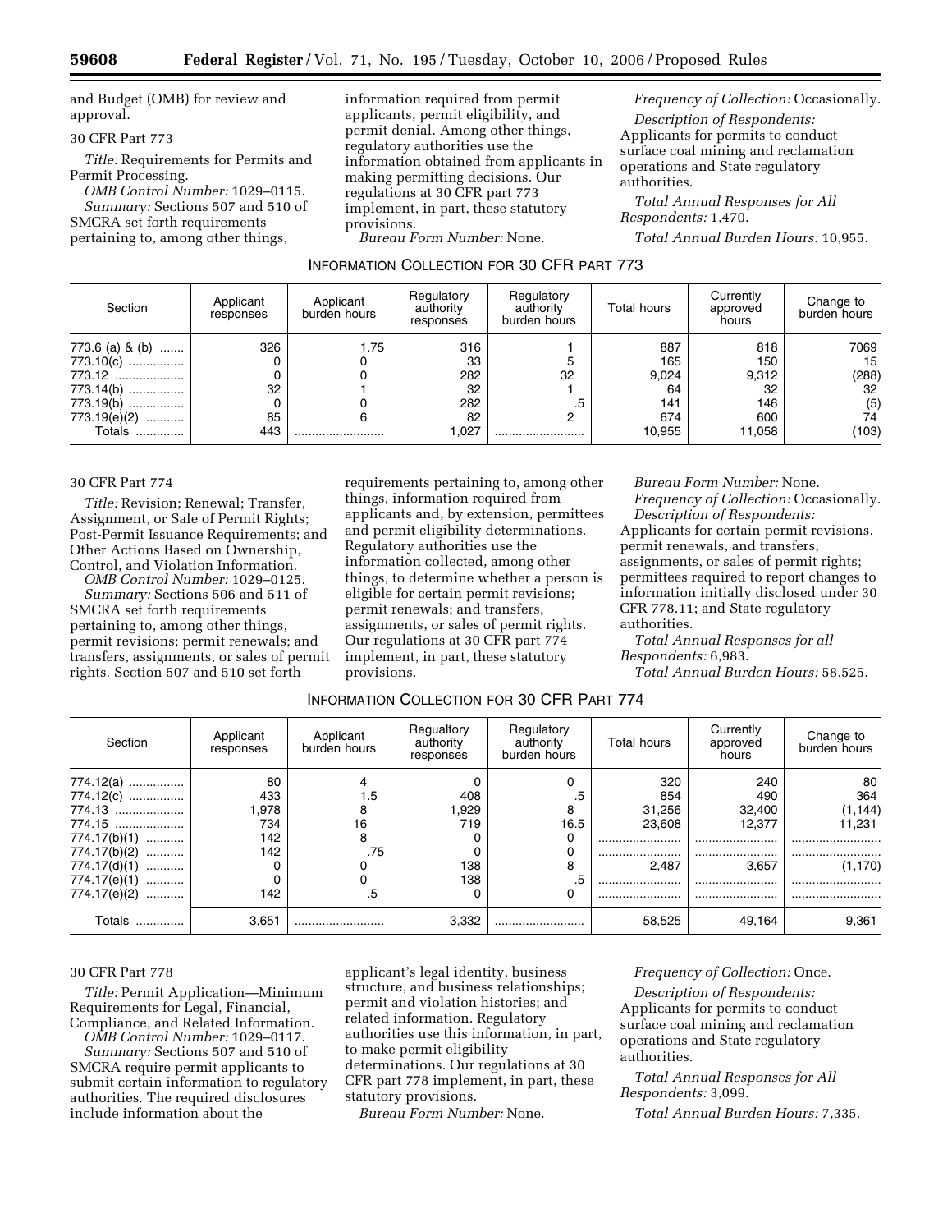and Budget (OMB) for review and approval.

30 CFR Part 773

*Title:* Requirements for Permits and Permit Processing.

*OMB Control Number:* 1029–0115.

*Summary:* Sections 507 and 510 of SMCRA set forth requirements pertaining to, among other things, information required from permit applicants, permit eligibility, and permit denial. Among other things, regulatory authorities use the information obtained from applicants in making permitting decisions. Our regulations at 30 CFR part 773 implement, in part, these statutory provisions.

*Bureau Form Number:* None.

*Frequency of Collection:* Occasionally.

*Description of Respondents:* Applicants for permits to conduct surface coal mining and reclamation operations and State regulatory authorities.

*Total Annual Responses for All Respondents:* 1,470.

*Total Annual Burden Hours:* 10,955.

INFORMATION COLLECTION FOR 30 CFR PART 773

| Section | Applicant responses | Applicant burden hours | Regulatory authority responses | Regulatory authority burden hours | Total hours | Currently approved hours | Change to burden hours |
|---|---|---|---|---|---|---|---|
| 773.6 (a) & (b) | 326 | 1.75 | 316 | 1 | 887 | 818 | 7069 |
| 773.10(c) | 0 | 0 | 33 | 5 | 165 | 150 | 15 |
| 773.12 | 0 | 0 | 282 | 32 | 9,024 | 9,312 | (288) |
| 773.14(b) | 32 | 1 | 32 | 1 | 64 | 32 | 32 |
| 773.19(b) | 0 | 0 | 282 | .5 | 141 | 146 | (5) |
| 773.19(e)(2) | 85 | 6 | 82 | 2 | 674 | 600 | 74 |
| Totals | 443 | | 1,027 | | 10,955 | 11,058 | (103) |

30 CFR Part 774

*Title:* Revision; Renewal; Transfer, Assignment, or Sale of Permit Rights; Post-Permit Issuance Requirements; and Other Actions Based on Ownership, Control, and Violation Information.

*OMB Control Number:* 1029–0125.

*Summary:* Sections 506 and 511 of SMCRA set forth requirements pertaining to, among other things, permit revisions; permit renewals; and transfers, assignments, or sales of permit rights. Section 507 and 510 set forth requirements pertaining to, among other things, information required from applicants and, by extension, permittees and permit eligibility determinations. Regulatory authorities use the information collected, among other things, to determine whether a person is eligible for certain permit revisions; permit renewals; and transfers, assignments, or sales of permit rights. Our regulations at 30 CFR part 774 implement, in part, these statutory provisions.

*Bureau Form Number:* None.

*Frequency of Collection:* Occasionally.

*Description of Respondents:* Applicants for certain permit revisions, permit renewals, and transfers, assignments, or sales of permit rights; permittees required to report changes to information initially disclosed under 30 CFR 778.11; and State regulatory authorities.

*Total Annual Responses for all Respondents:* 6,983.

*Total Annual Burden Hours:* 58,525.

INFORMATION COLLECTION FOR 30 CFR PART 774

| Section | Applicant responses | Applicant burden hours | Regualtory authority responses | Regulatory authority burden hours | Total hours | Currently approved hours | Change to burden hours |
|---|---|---|---|---|---|---|---|
| 774.12(a) | 80 | 4 | 0 | 0 | 320 | 240 | 80 |
| 774.12(c) | 433 | 1.5 | 408 | .5 | 854 | 490 | 364 |
| 774.13 | 1,978 | 8 | 1,929 | 8 | 31,256 | 32,400 | (1,144) |
| 774.15 | 734 | 16 | 719 | 16.5 | 23,608 | 12,377 | 11,231 |
| 774.17(b)(1) | 142 | 8 | 0 | 0 | | | |
| 774.17(b)(2) | 142 | .75 | 0 | 0 | | | |
| 774.17(d)(1) | 0 | 0 | 138 | 8 | 2,487 | 3,657 | (1,170) |
| 774.17(e)(1) | 0 | 0 | 138 | .5 | | | |
| 774.17(e)(2) | 142 | .5 | 0 | 0 | | | |
| Totals | 3,651 | | 3,332 | | 58,525 | 49,164 | 9,361 |

30 CFR Part 778

*Title:* Permit Application—Minimum Requirements for Legal, Financial, Compliance, and Related Information.

*OMB Control Number:* 1029–0117.

*Summary:* Sections 507 and 510 of SMCRA require permit applicants to submit certain information to regulatory authorities. The required disclosures include information about the applicant's legal identity, business structure, and business relationships; permit and violation histories; and related information. Regulatory authorities use this information, in part, to make permit eligibility determinations. Our regulations at 30 CFR part 778 implement, in part, these statutory provisions.

*Bureau Form Number:* None.

*Frequency of Collection:* Once.

*Description of Respondents:* Applicants for permits to conduct surface coal mining and reclamation operations and State regulatory authorities.

*Total Annual Responses for All Respondents:* 3,099.

*Total Annual Burden Hours:* 7,335.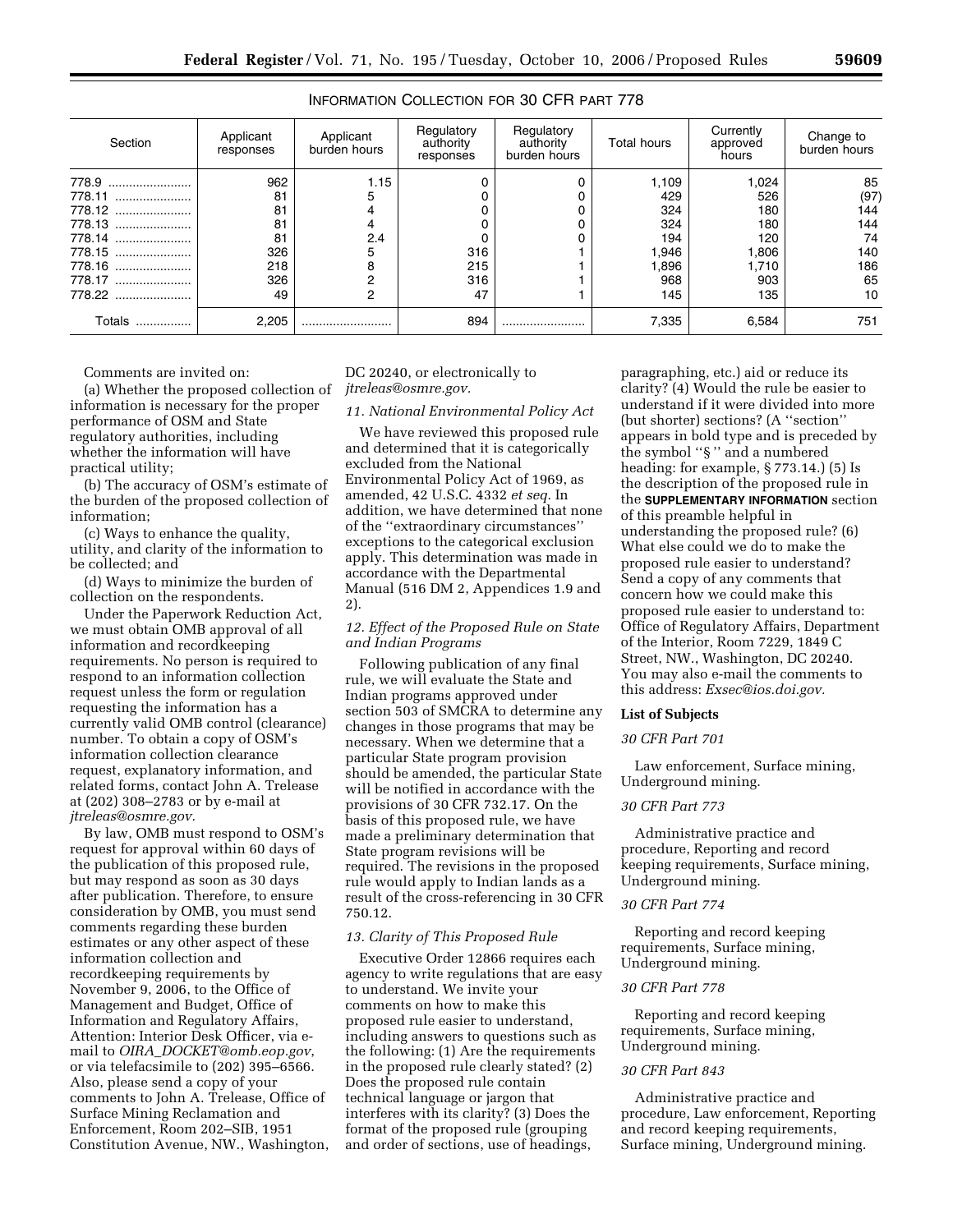INFORMATION COLLECTION FOR 30 CFR PART 778

| Section | Applicant responses | Applicant burden hours | Regulatory authority responses | Regulatory authority burden hours | Total hours | Currently approved hours | Change to burden hours |
|---|---|---|---|---|---|---|---|
| 778.9 | 962 | 1.15 | 0 | 0 | 1,109 | 1,024 | 85 |
| 778.11 | 81 | 5 | 0 | 0 | 429 | 526 | (97) |
| 778.12 | 81 | 4 | 0 | 0 | 324 | 180 | 144 |
| 778.13 | 81 | 4 | 0 | 0 | 324 | 180 | 144 |
| 778.14 | 81 | 2.4 | 0 | 0 | 194 | 120 | 74 |
| 778.15 | 326 | 5 | 316 | 1 | 1,946 | 1,806 | 140 |
| 778.16 | 218 | 8 | 215 | 1 | 1,896 | 1,710 | 186 |
| 778.17 | 326 | 2 | 316 | 1 | 968 | 903 | 65 |
| 778.22 | 49 | 2 | 47 | 1 | 145 | 135 | 10 |
| Totals | 2,205 | | 894 | | 7,335 | 6,584 | 751 |

Comments are invited on:

(a) Whether the proposed collection of information is necessary for the proper performance of OSM and State regulatory authorities, including whether the information will have practical utility;

(b) The accuracy of OSM's estimate of the burden of the proposed collection of information;

(c) Ways to enhance the quality, utility, and clarity of the information to be collected; and

(d) Ways to minimize the burden of collection on the respondents.

Under the Paperwork Reduction Act, we must obtain OMB approval of all information and recordkeeping requirements. No person is required to respond to an information collection request unless the form or regulation requesting the information has a currently valid OMB control (clearance) number. To obtain a copy of OSM's information collection clearance request, explanatory information, and related forms, contact John A. Trelease at (202) 308–2783 or by e-mail at *jtreleas@osmre.gov.*

By law, OMB must respond to OSM's request for approval within 60 days of the publication of this proposed rule, but may respond as soon as 30 days after publication. Therefore, to ensure consideration by OMB, you must send comments regarding these burden estimates or any other aspect of these information collection and recordkeeping requirements by November 9, 2006, to the Office of Management and Budget, Office of Information and Regulatory Affairs, Attention: Interior Desk Officer, via e-mail to *OIRA_DOCKET@omb.eop.gov*, or via telefacsimile to (202) 395–6566. Also, please send a copy of your comments to John A. Trelease, Office of Surface Mining Reclamation and Enforcement, Room 202–SIB, 1951 Constitution Avenue, NW., Washington, DC 20240, or electronically to *jtreleas@osmre.gov.*

*11. National Environmental Policy Act*

We have reviewed this proposed rule and determined that it is categorically excluded from the National Environmental Policy Act of 1969, as amended, 42 U.S.C. 4332 *et seq.* In addition, we have determined that none of the ''extraordinary circumstances'' exceptions to the categorical exclusion apply. This determination was made in accordance with the Departmental Manual (516 DM 2, Appendices 1.9 and 2).

*12. Effect of the Proposed Rule on State and Indian Programs*

Following publication of any final rule, we will evaluate the State and Indian programs approved under section 503 of SMCRA to determine any changes in those programs that may be necessary. When we determine that a particular State program provision should be amended, the particular State will be notified in accordance with the provisions of 30 CFR 732.17. On the basis of this proposed rule, we have made a preliminary determination that State program revisions will be required. The revisions in the proposed rule would apply to Indian lands as a result of the cross-referencing in 30 CFR 750.12.

*13. Clarity of This Proposed Rule*

Executive Order 12866 requires each agency to write regulations that are easy to understand. We invite your comments on how to make this proposed rule easier to understand, including answers to questions such as the following: (1) Are the requirements in the proposed rule clearly stated? (2) Does the proposed rule contain technical language or jargon that interferes with its clarity? (3) Does the format of the proposed rule (grouping and order of sections, use of headings, paragraphing, etc.) aid or reduce its clarity? (4) Would the rule be easier to understand if it were divided into more (but shorter) sections? (A ''section'' appears in bold type and is preceded by the symbol ''§'' and a numbered heading: for example, § 773.14.) (5) Is the description of the proposed rule in the **SUPPLEMENTARY INFORMATION** section of this preamble helpful in understanding the proposed rule? (6) What else could we do to make the proposed rule easier to understand? Send a copy of any comments that concern how we could make this proposed rule easier to understand to: Office of Regulatory Affairs, Department of the Interior, Room 7229, 1849 C Street, NW., Washington, DC 20240. You may also e-mail the comments to this address: *Exsec@ios.doi.gov.*

**List of Subjects**

*30 CFR Part 701*

Law enforcement, Surface mining, Underground mining.

*30 CFR Part 773*

Administrative practice and procedure, Reporting and record keeping requirements, Surface mining, Underground mining.

*30 CFR Part 774*

Reporting and record keeping requirements, Surface mining, Underground mining.

*30 CFR Part 778*

Reporting and record keeping requirements, Surface mining, Underground mining.

*30 CFR Part 843*

Administrative practice and procedure, Law enforcement, Reporting and record keeping requirements, Surface mining, Underground mining.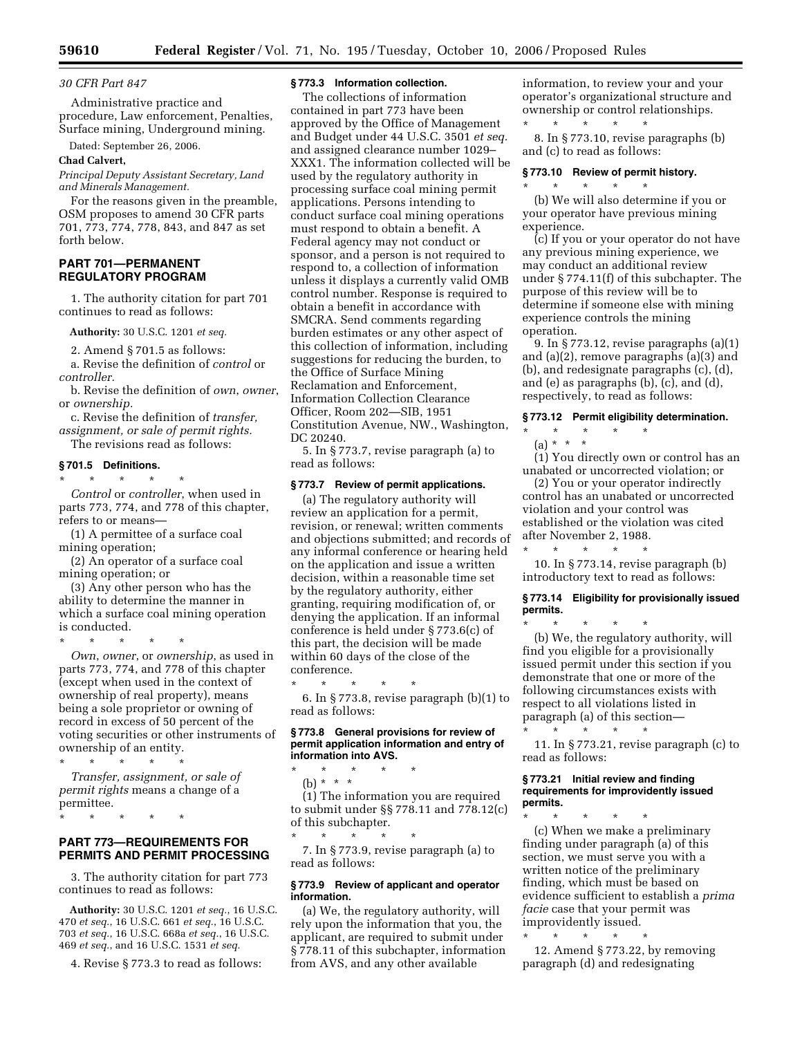*30 CFR Part 847*

Administrative practice and procedure, Law enforcement, Penalties, Surface mining, Underground mining.

Dated: September 26, 2006.

**Chad Calvert,**

*Principal Deputy Assistant Secretary, Land and Minerals Management.*

For the reasons given in the preamble, OSM proposes to amend 30 CFR parts 701, 773, 774, 778, 843, and 847 as set forth below.

## PART 701—PERMANENT REGULATORY PROGRAM

1. The authority citation for part 701 continues to read as follows:

**Authority:** 30 U.S.C. 1201 *et seq.*

2. Amend § 701.5 as follows:

a. Revise the definition of *control* or *controller.*

b. Revise the definition of *own, owner*, or *ownership.*

c. Revise the definition of *transfer, assignment, or sale of permit rights.*

The revisions read as follows:

### § 701.5 Definitions.

\* \* \* \* \*

*Control* or *controller*, when used in parts 773, 774, and 778 of this chapter, refers to or means—

(1) A permittee of a surface coal mining operation;

(2) An operator of a surface coal mining operation; or

(3) Any other person who has the ability to determine the manner in which a surface coal mining operation is conducted.

\* \* \* \* \*

*Own, owner*, or *ownership*, as used in parts 773, 774, and 778 of this chapter (except when used in the context of ownership of real property), means being a sole proprietor or owning of record in excess of 50 percent of the voting securities or other instruments of ownership of an entity.

\* \* \* \* \*

*Transfer, assignment, or sale of permit rights* means a change of a permittee.

\* \* \* \* \*

## PART 773—REQUIREMENTS FOR PERMITS AND PERMIT PROCESSING

3. The authority citation for part 773 continues to read as follows:

**Authority:** 30 U.S.C. 1201 *et seq.,* 16 U.S.C. 470 *et seq.*, 16 U.S.C. 661 *et seq.*, 16 U.S.C. 703 *et seq.,* 16 U.S.C. 668a *et seq.*, 16 U.S.C. 469 *et seq.*, and 16 U.S.C. 1531 *et seq.*

4. Revise § 773.3 to read as follows:

### § 773.3 Information collection.

The collections of information contained in part 773 have been approved by the Office of Management and Budget under 44 U.S.C. 3501 *et seq.* and assigned clearance number 1029–XXX1. The information collected will be used by the regulatory authority in processing surface coal mining permit applications. Persons intending to conduct surface coal mining operations must respond to obtain a benefit. A Federal agency may not conduct or sponsor, and a person is not required to respond to, a collection of information unless it displays a currently valid OMB control number. Response is required to obtain a benefit in accordance with SMCRA. Send comments regarding burden estimates or any other aspect of this collection of information, including suggestions for reducing the burden, to the Office of Surface Mining Reclamation and Enforcement, Information Collection Clearance Officer, Room 202—SIB, 1951 Constitution Avenue, NW., Washington, DC 20240.

5. In § 773.7, revise paragraph (a) to read as follows:

### § 773.7 Review of permit applications.

(a) The regulatory authority will review an application for a permit, revision, or renewal; written comments and objections submitted; and records of any informal conference or hearing held on the application and issue a written decision, within a reasonable time set by the regulatory authority, either granting, requiring modification of, or denying the application. If an informal conference is held under § 773.6(c) of this part, the decision will be made within 60 days of the close of the conference.

\* \* \* \* \*

6. In § 773.8, revise paragraph (b)(1) to read as follows:

### § 773.8 General provisions for review of permit application information and entry of information into AVS.

\* \* \* \* \*

(b) \* \* \*

(1) The information you are required to submit under §§ 778.11 and 778.12(c) of this subchapter.

\* \* \* \* \*

7. In § 773.9, revise paragraph (a) to read as follows:

### § 773.9 Review of applicant and operator information.

(a) We, the regulatory authority, will rely upon the information that you, the applicant, are required to submit under § 778.11 of this subchapter, information from AVS, and any other available information, to review your and your operator's organizational structure and ownership or control relationships.

\* \* \* \* \*

8. In § 773.10, revise paragraphs (b) and (c) to read as follows:

### § 773.10 Review of permit history.

\* \* \* \* \*

(b) We will also determine if you or your operator have previous mining experience.

(c) If you or your operator do not have any previous mining experience, we may conduct an additional review under § 774.11(f) of this subchapter. The purpose of this review will be to determine if someone else with mining experience controls the mining operation.

9. In § 773.12, revise paragraphs (a)(1) and (a)(2), remove paragraphs (a)(3) and (b), and redesignate paragraphs (c), (d), and (e) as paragraphs (b), (c), and (d), respectively, to read as follows:

### § 773.12 Permit eligibility determination.

\* \* \* \* \*

(a) \* \* \*

(1) You directly own or control has an unabated or uncorrected violation; or

(2) You or your operator indirectly control has an unabated or uncorrected violation and your control was established or the violation was cited after November 2, 1988.

\* \* \* \* \*

10. In § 773.14, revise paragraph (b) introductory text to read as follows:

### § 773.14 Eligibility for provisionally issued permits.

\* \* \* \* \*

(b) We, the regulatory authority, will find you eligible for a provisionally issued permit under this section if you demonstrate that one or more of the following circumstances exists with respect to all violations listed in paragraph (a) of this section—

\* \* \* \* \*

11. In § 773.21, revise paragraph (c) to read as follows:

### § 773.21 Initial review and finding requirements for improvidently issued permits.

\* \* \* \* \*

(c) When we make a preliminary finding under paragraph (a) of this section, we must serve you with a written notice of the preliminary finding, which must be based on evidence sufficient to establish a *prima facie* case that your permit was improvidently issued.

\* \* \* \* \*

12. Amend § 773.22, by removing paragraph (d) and redesignating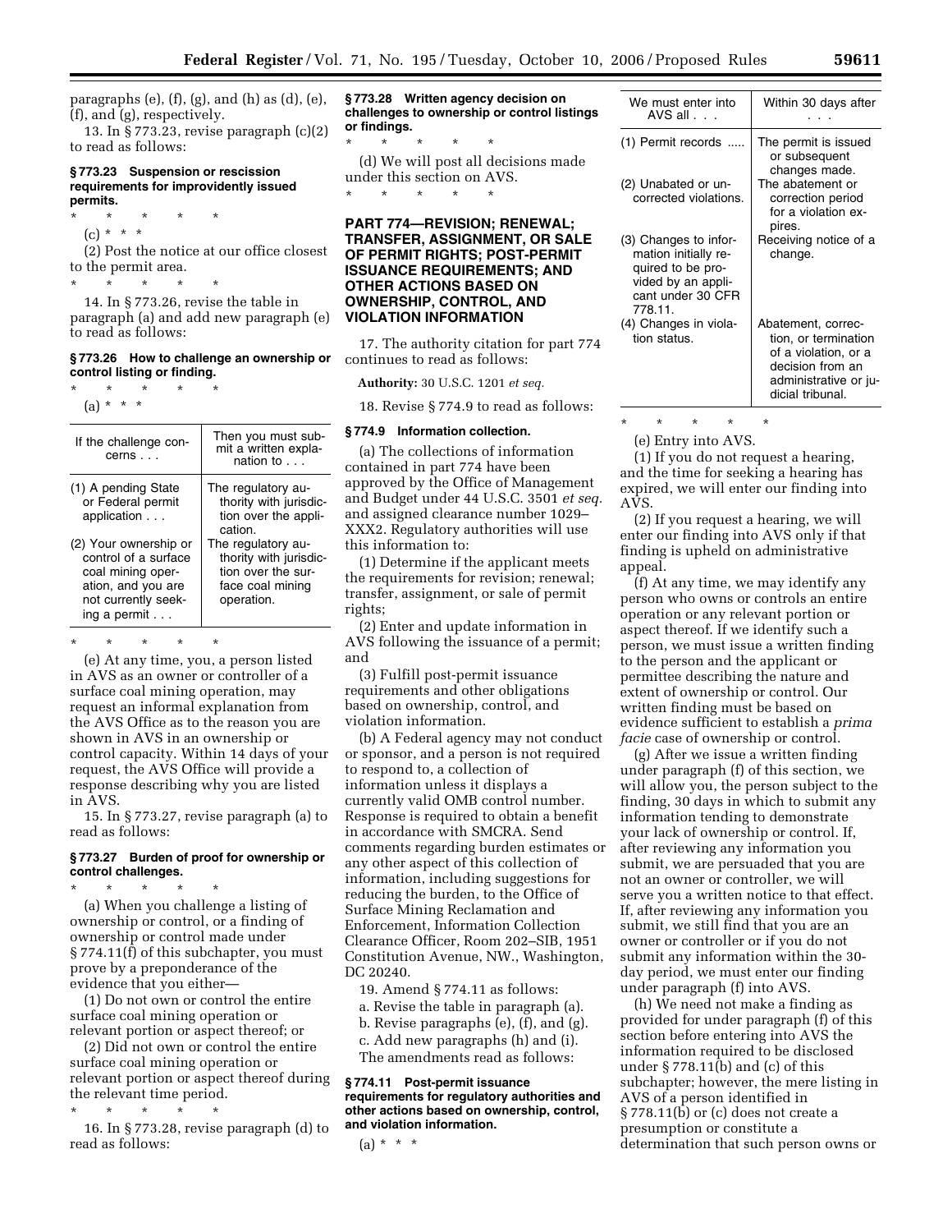paragraphs (e), (f), (g), and (h) as (d), (e), (f), and (g), respectively.

13. In § 773.23, revise paragraph (c)(2) to read as follows:

### § 773.23 Suspension or rescission requirements for improvidently issued permits.

\* \* \* \* \*

(c) \* \* \*

(2) Post the notice at our office closest to the permit area.

\* \* \* \* \*

14. In § 773.26, revise the table in paragraph (a) and add new paragraph (e) to read as follows:

### § 773.26 How to challenge an ownership or control listing or finding.

\* \* \* \* \*

(a) \* \* \*

| If the challenge concerns . . . | Then you must submit a written explanation to . . . |
|---|---|
| (1) A pending State or Federal permit application . . . | The regulatory authority with jurisdiction over the application. |
| (2) Your ownership or control of a surface coal mining operation, and you are not currently seeking a permit . . . | The regulatory authority with jurisdiction over the surface coal mining operation. |

\* \* \* \* \*

(e) At any time, you, a person listed in AVS as an owner or controller of a surface coal mining operation, may request an informal explanation from the AVS Office as to the reason you are shown in AVS in an ownership or control capacity. Within 14 days of your request, the AVS Office will provide a response describing why you are listed in AVS.

15. In § 773.27, revise paragraph (a) to read as follows:

### § 773.27 Burden of proof for ownership or control challenges.

\* \* \* \* \*

(a) When you challenge a listing of ownership or control, or a finding of ownership or control made under § 774.11(f) of this subchapter, you must prove by a preponderance of the evidence that you either—

(1) Do not own or control the entire surface coal mining operation or relevant portion or aspect thereof; or

(2) Did not own or control the entire surface coal mining operation or relevant portion or aspect thereof during the relevant time period.

\* \* \* \* \*

16. In § 773.28, revise paragraph (d) to read as follows:

### § 773.28 Written agency decision on challenges to ownership or control listings or findings.

\* \* \* \* \*

(d) We will post all decisions made under this section on AVS.

\* \* \* \* \*

## PART 774—REVISION; RENEWAL; TRANSFER, ASSIGNMENT, OR SALE OF PERMIT RIGHTS; POST-PERMIT ISSUANCE REQUIREMENTS; AND OTHER ACTIONS BASED ON OWNERSHIP, CONTROL, AND VIOLATION INFORMATION

17. The authority citation for part 774 continues to read as follows:

**Authority:** 30 U.S.C. 1201 *et seq.*

18. Revise § 774.9 to read as follows:

### § 774.9 Information collection.

(a) The collections of information contained in part 774 have been approved by the Office of Management and Budget under 44 U.S.C. 3501 *et seq.* and assigned clearance number 1029–XXX2. Regulatory authorities will use this information to:

(1) Determine if the applicant meets the requirements for revision; renewal; transfer, assignment, or sale of permit rights;

(2) Enter and update information in AVS following the issuance of a permit; and

(3) Fulfill post-permit issuance requirements and other obligations based on ownership, control, and violation information.

(b) A Federal agency may not conduct or sponsor, and a person is not required to respond to, a collection of information unless it displays a currently valid OMB control number. Response is required to obtain a benefit in accordance with SMCRA. Send comments regarding burden estimates or any other aspect of this collection of information, including suggestions for reducing the burden, to the Office of Surface Mining Reclamation and Enforcement, Information Collection Clearance Officer, Room 202–SIB, 1951 Constitution Avenue, NW., Washington, DC 20240.

19. Amend § 774.11 as follows:

a. Revise the table in paragraph (a).

b. Revise paragraphs (e), (f), and (g).

c. Add new paragraphs (h) and (i).

The amendments read as follows:

### § 774.11 Post-permit issuance requirements for regulatory authorities and other actions based on ownership, control, and violation information.

(a) \* \* \*

| We must enter into AVS all . . . | Within 30 days after . . . |
|---|---|
| (1) Permit records ..... | The permit is issued or subsequent changes made. |
| (2) Unabated or uncorrected violations. | The abatement or correction period for a violation expires. |
| (3) Changes to information initially required to be provided by an applicant under 30 CFR 778.11. | Receiving notice of a change. |
| (4) Changes in violation status. | Abatement, correction, or termination of a violation, or a decision from an administrative or judicial tribunal. |

\* \* \* \* \*

(e) Entry into AVS.

(1) If you do not request a hearing, and the time for seeking a hearing has expired, we will enter our finding into AVS.

(2) If you request a hearing, we will enter our finding into AVS only if that finding is upheld on administrative appeal.

(f) At any time, we may identify any person who owns or controls an entire operation or any relevant portion or aspect thereof. If we identify such a person, we must issue a written finding to the person and the applicant or permittee describing the nature and extent of ownership or control. Our written finding must be based on evidence sufficient to establish a *prima facie* case of ownership or control.

(g) After we issue a written finding under paragraph (f) of this section, we will allow you, the person subject to the finding, 30 days in which to submit any information tending to demonstrate your lack of ownership or control. If, after reviewing any information you submit, we are persuaded that you are not an owner or controller, we will serve you a written notice to that effect. If, after reviewing any information you submit, we still find that you are an owner or controller or if you do not submit any information within the 30-day period, we must enter our finding under paragraph (f) into AVS.

(h) We need not make a finding as provided for under paragraph (f) of this section before entering into AVS the information required to be disclosed under § 778.11(b) and (c) of this subchapter; however, the mere listing in AVS of a person identified in § 778.11(b) or (c) does not create a presumption or constitute a determination that such person owns or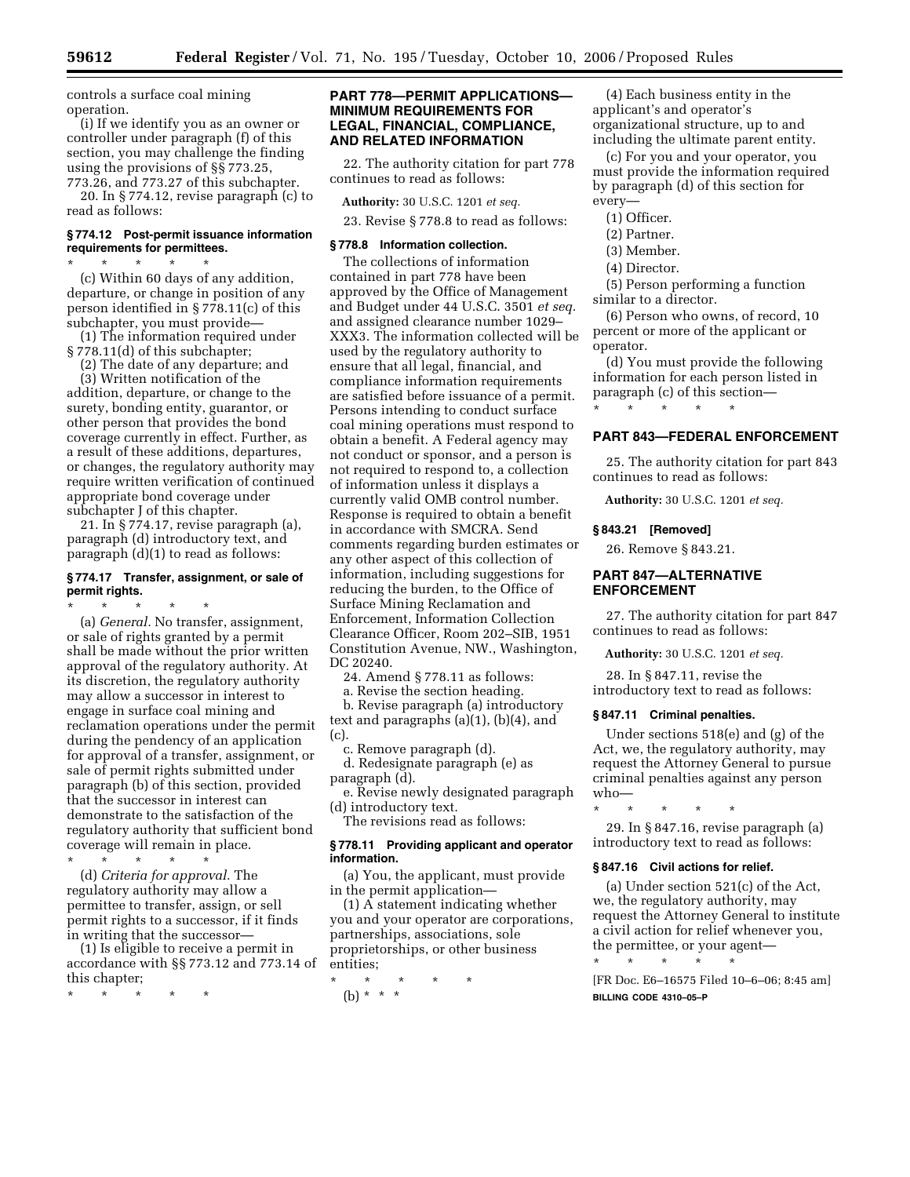controls a surface coal mining operation.

(i) If we identify you as an owner or controller under paragraph (f) of this section, you may challenge the finding using the provisions of §§ 773.25, 773.26, and 773.27 of this subchapter.

20. In § 774.12, revise paragraph (c) to read as follows:

### § 774.12 Post-permit issuance information requirements for permittees.

\* \* \* \* \*

(c) Within 60 days of any addition, departure, or change in position of any person identified in § 778.11(c) of this subchapter, you must provide—

(1) The information required under § 778.11(d) of this subchapter;

(2) The date of any departure; and

(3) Written notification of the addition, departure, or change to the surety, bonding entity, guarantor, or other person that provides the bond coverage currently in effect. Further, as a result of these additions, departures, or changes, the regulatory authority may require written verification of continued appropriate bond coverage under subchapter J of this chapter.

21. In § 774.17, revise paragraph (a), paragraph (d) introductory text, and paragraph (d)(1) to read as follows:

### § 774.17 Transfer, assignment, or sale of permit rights.

\* \* \* \* \*

(a) *General.* No transfer, assignment, or sale of rights granted by a permit shall be made without the prior written approval of the regulatory authority. At its discretion, the regulatory authority may allow a successor in interest to engage in surface coal mining and reclamation operations under the permit during the pendency of an application for approval of a transfer, assignment, or sale of permit rights submitted under paragraph (b) of this section, provided that the successor in interest can demonstrate to the satisfaction of the regulatory authority that sufficient bond coverage will remain in place.

\* \* \* \* \*

(d) *Criteria for approval.* The regulatory authority may allow a permittee to transfer, assign, or sell permit rights to a successor, if it finds in writing that the successor—

(1) Is eligible to receive a permit in accordance with §§ 773.12 and 773.14 of this chapter;

\* \* \* \* \*

## PART 778—PERMIT APPLICATIONS—MINIMUM REQUIREMENTS FOR LEGAL, FINANCIAL, COMPLIANCE, AND RELATED INFORMATION

22. The authority citation for part 778 continues to read as follows:

**Authority:** 30 U.S.C. 1201 *et seq.*

23. Revise § 778.8 to read as follows:

### § 778.8 Information collection.

The collections of information contained in part 778 have been approved by the Office of Management and Budget under 44 U.S.C. 3501 *et seq.* and assigned clearance number 1029–XXX3. The information collected will be used by the regulatory authority to ensure that all legal, financial, and compliance information requirements are satisfied before issuance of a permit. Persons intending to conduct surface coal mining operations must respond to obtain a benefit. A Federal agency may not conduct or sponsor, and a person is not required to respond to, a collection of information unless it displays a currently valid OMB control number. Response is required to obtain a benefit in accordance with SMCRA. Send comments regarding burden estimates or any other aspect of this collection of information, including suggestions for reducing the burden, to the Office of Surface Mining Reclamation and Enforcement, Information Collection Clearance Officer, Room 202–SIB, 1951 Constitution Avenue, NW., Washington, DC 20240.

24. Amend § 778.11 as follows:

a. Revise the section heading.

b. Revise paragraph (a) introductory text and paragraphs (a)(1), (b)(4), and (c).

c. Remove paragraph (d).

d. Redesignate paragraph (e) as paragraph (d).

e. Revise newly designated paragraph (d) introductory text.

The revisions read as follows:

### § 778.11 Providing applicant and operator information.

(a) You, the applicant, must provide in the permit application—

(1) A statement indicating whether you and your operator are corporations, partnerships, associations, sole proprietorships, or other business entities;

\* \* \* \* \*

(b) \* \* \*

(4) Each business entity in the applicant's and operator's organizational structure, up to and including the ultimate parent entity.

(c) For you and your operator, you must provide the information required by paragraph (d) of this section for every—

(1) Officer.

(2) Partner.

(3) Member.

(4) Director.

(5) Person performing a function similar to a director.

(6) Person who owns, of record, 10 percent or more of the applicant or operator.

(d) You must provide the following information for each person listed in paragraph (c) of this section—

\* \* \* \* \*

## PART 843—FEDERAL ENFORCEMENT

25. The authority citation for part 843 continues to read as follows:

**Authority:** 30 U.S.C. 1201 *et seq.*

### § 843.21 [Removed]

26. Remove § 843.21.

## PART 847—ALTERNATIVE ENFORCEMENT

27. The authority citation for part 847 continues to read as follows:

**Authority:** 30 U.S.C. 1201 *et seq.*

28. In § 847.11, revise the introductory text to read as follows:

### § 847.11 Criminal penalties.

Under sections 518(e) and (g) of the Act, we, the regulatory authority, may request the Attorney General to pursue criminal penalties against any person who—

\* \* \* \* \*

29. In § 847.16, revise paragraph (a) introductory text to read as follows:

### § 847.16 Civil actions for relief.

(a) Under section 521(c) of the Act, we, the regulatory authority, may request the Attorney General to institute a civil action for relief whenever you, the permittee, or your agent—

\* \* \* \* \*

[FR Doc. E6–16575 Filed 10–6–06; 8:45 am]

**BILLING CODE 4310–05–P**